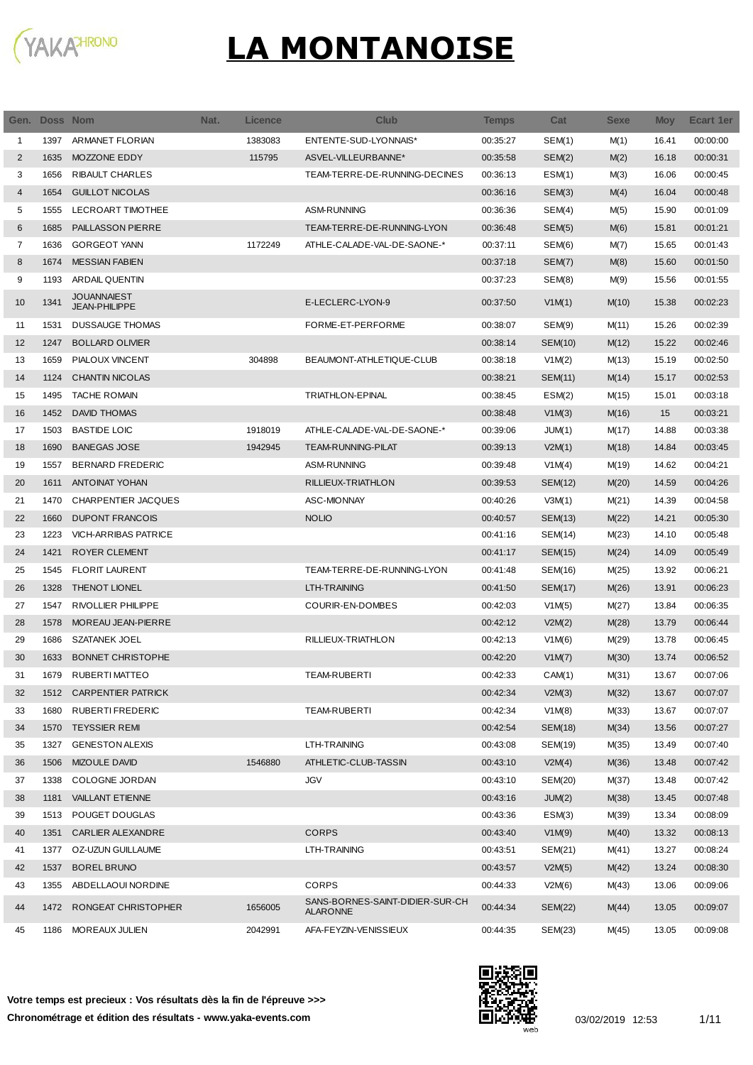# LA MONTANOISE

| Gen. | Doss | Nom | Nat. | Licence | Club | Temps | Cat | Sexe | Moy | Ecart 1er |
|---|---|---|---|---|---|---|---|---|---|---|
| 1 | 1397 | ARMANET FLORIAN | | 1383083 | ENTENTE-SUD-LYONNAIS* | 00:35:27 | SEM(1) | M(1) | 16.41 | 00:00:00 |
| 2 | 1635 | MOZZONE EDDY | | 115795 | ASVEL-VILLEURBANNE* | 00:35:58 | SEM(2) | M(2) | 16.18 | 00:00:31 |
| 3 | 1656 | RIBAULT CHARLES | | | TEAM-TERRE-DE-RUNNING-DECINES | 00:36:13 | ESM(1) | M(3) | 16.06 | 00:00:45 |
| 4 | 1654 | GUILLOT NICOLAS | | | | 00:36:16 | SEM(3) | M(4) | 16.04 | 00:00:48 |
| 5 | 1555 | LECROART TIMOTHEE | | | ASM-RUNNING | 00:36:36 | SEM(4) | M(5) | 15.90 | 00:01:09 |
| 6 | 1685 | PAILLASSON PIERRE | | | TEAM-TERRE-DE-RUNNING-LYON | 00:36:48 | SEM(5) | M(6) | 15.81 | 00:01:21 |
| 7 | 1636 | GORGEOT YANN | | 1172249 | ATHLE-CALADE-VAL-DE-SAONE-* | 00:37:11 | SEM(6) | M(7) | 15.65 | 00:01:43 |
| 8 | 1674 | MESSIAN FABIEN | | | | 00:37:18 | SEM(7) | M(8) | 15.60 | 00:01:50 |
| 9 | 1193 | ARDAIL QUENTIN | | | | 00:37:23 | SEM(8) | M(9) | 15.56 | 00:01:55 |
| 10 | 1341 | JOUANNAIEST JEAN-PHILIPPE | | | E-LECLERC-LYON-9 | 00:37:50 | V1M(1) | M(10) | 15.38 | 00:02:23 |
| 11 | 1531 | DUSSAUGE THOMAS | | | FORME-ET-PERFORME | 00:38:07 | SEM(9) | M(11) | 15.26 | 00:02:39 |
| 12 | 1247 | BOLLARD OLIVIER | | | | 00:38:14 | SEM(10) | M(12) | 15.22 | 00:02:46 |
| 13 | 1659 | PIALOUX VINCENT | | 304898 | BEAUMONT-ATHLETIQUE-CLUB | 00:38:18 | V1M(2) | M(13) | 15.19 | 00:02:50 |
| 14 | 1124 | CHANTIN NICOLAS | | | | 00:38:21 | SEM(11) | M(14) | 15.17 | 00:02:53 |
| 15 | 1495 | TACHE ROMAIN | | | TRIATHLON-EPINAL | 00:38:45 | ESM(2) | M(15) | 15.01 | 00:03:18 |
| 16 | 1452 | DAVID THOMAS | | | | 00:38:48 | V1M(3) | M(16) | 15 | 00:03:21 |
| 17 | 1503 | BASTIDE LOIC | | 1918019 | ATHLE-CALADE-VAL-DE-SAONE-* | 00:39:06 | JUM(1) | M(17) | 14.88 | 00:03:38 |
| 18 | 1690 | BANEGAS JOSE | | 1942945 | TEAM-RUNNING-PILAT | 00:39:13 | V2M(1) | M(18) | 14.84 | 00:03:45 |
| 19 | 1557 | BERNARD FREDERIC | | | ASM-RUNNING | 00:39:48 | V1M(4) | M(19) | 14.62 | 00:04:21 |
| 20 | 1611 | ANTOINAT YOHAN | | | RILLIEUX-TRIATHLON | 00:39:53 | SEM(12) | M(20) | 14.59 | 00:04:26 |
| 21 | 1470 | CHARPENTIER JACQUES | | | ASC-MIONNAY | 00:40:26 | V3M(1) | M(21) | 14.39 | 00:04:58 |
| 22 | 1660 | DUPONT FRANCOIS | | | NOLIO | 00:40:57 | SEM(13) | M(22) | 14.21 | 00:05:30 |
| 23 | 1223 | VICH-ARRIBAS PATRICE | | | | 00:41:16 | SEM(14) | M(23) | 14.10 | 00:05:48 |
| 24 | 1421 | ROYER CLEMENT | | | | 00:41:17 | SEM(15) | M(24) | 14.09 | 00:05:49 |
| 25 | 1545 | FLORIT LAURENT | | | TEAM-TERRE-DE-RUNNING-LYON | 00:41:48 | SEM(16) | M(25) | 13.92 | 00:06:21 |
| 26 | 1328 | THENOT LIONEL | | | LTH-TRAINING | 00:41:50 | SEM(17) | M(26) | 13.91 | 00:06:23 |
| 27 | 1547 | RIVOLLIER PHILIPPE | | | COURIR-EN-DOMBES | 00:42:03 | V1M(5) | M(27) | 13.84 | 00:06:35 |
| 28 | 1578 | MOREAU JEAN-PIERRE | | | | 00:42:12 | V2M(2) | M(28) | 13.79 | 00:06:44 |
| 29 | 1686 | SZATANEK JOEL | | | RILLIEUX-TRIATHLON | 00:42:13 | V1M(6) | M(29) | 13.78 | 00:06:45 |
| 30 | 1633 | BONNET CHRISTOPHE | | | | 00:42:20 | V1M(7) | M(30) | 13.74 | 00:06:52 |
| 31 | 1679 | RUBERTI MATTEO | | | TEAM-RUBERTI | 00:42:33 | CAM(1) | M(31) | 13.67 | 00:07:06 |
| 32 | 1512 | CARPENTIER PATRICK | | | | 00:42:34 | V2M(3) | M(32) | 13.67 | 00:07:07 |
| 33 | 1680 | RUBERTI FREDERIC | | | TEAM-RUBERTI | 00:42:34 | V1M(8) | M(33) | 13.67 | 00:07:07 |
| 34 | 1570 | TEYSSIER REMI | | | | 00:42:54 | SEM(18) | M(34) | 13.56 | 00:07:27 |
| 35 | 1327 | GENESTON ALEXIS | | | LTH-TRAINING | 00:43:08 | SEM(19) | M(35) | 13.49 | 00:07:40 |
| 36 | 1506 | MIZOULE DAVID | | 1546880 | ATHLETIC-CLUB-TASSIN | 00:43:10 | V2M(4) | M(36) | 13.48 | 00:07:42 |
| 37 | 1338 | COLOGNE JORDAN | | | JGV | 00:43:10 | SEM(20) | M(37) | 13.48 | 00:07:42 |
| 38 | 1181 | VAILLANT ETIENNE | | | | 00:43:16 | JUM(2) | M(38) | 13.45 | 00:07:48 |
| 39 | 1513 | POUGET DOUGLAS | | | | 00:43:36 | ESM(3) | M(39) | 13.34 | 00:08:09 |
| 40 | 1351 | CARLIER ALEXANDRE | | | CORPS | 00:43:40 | V1M(9) | M(40) | 13.32 | 00:08:13 |
| 41 | 1377 | OZ-UZUN GUILLAUME | | | LTH-TRAINING | 00:43:51 | SEM(21) | M(41) | 13.27 | 00:08:24 |
| 42 | 1537 | BOREL BRUNO | | | | 00:43:57 | V2M(5) | M(42) | 13.24 | 00:08:30 |
| 43 | 1355 | ABDELLAOUI NORDINE | | | CORPS | 00:44:33 | V2M(6) | M(43) | 13.06 | 00:09:06 |
| 44 | 1472 | RONGEAT CHRISTOPHER | | 1656005 | SANS-BORNES-SAINT-DIDIER-SUR-CHALARONNE | 00:44:34 | SEM(22) | M(44) | 13.05 | 00:09:07 |
| 45 | 1186 | MOREAUX JULIEN | | 2042991 | AFA-FEYZIN-VENISSIEUX | 00:44:35 | SEM(23) | M(45) | 13.05 | 00:09:08 |

**Votre temps est precieux : Vos résultats dès la fin de l'épreuve >>>**

**Chronométrage et édition des résultats - www.yaka-events.com**

03/02/2019 12:53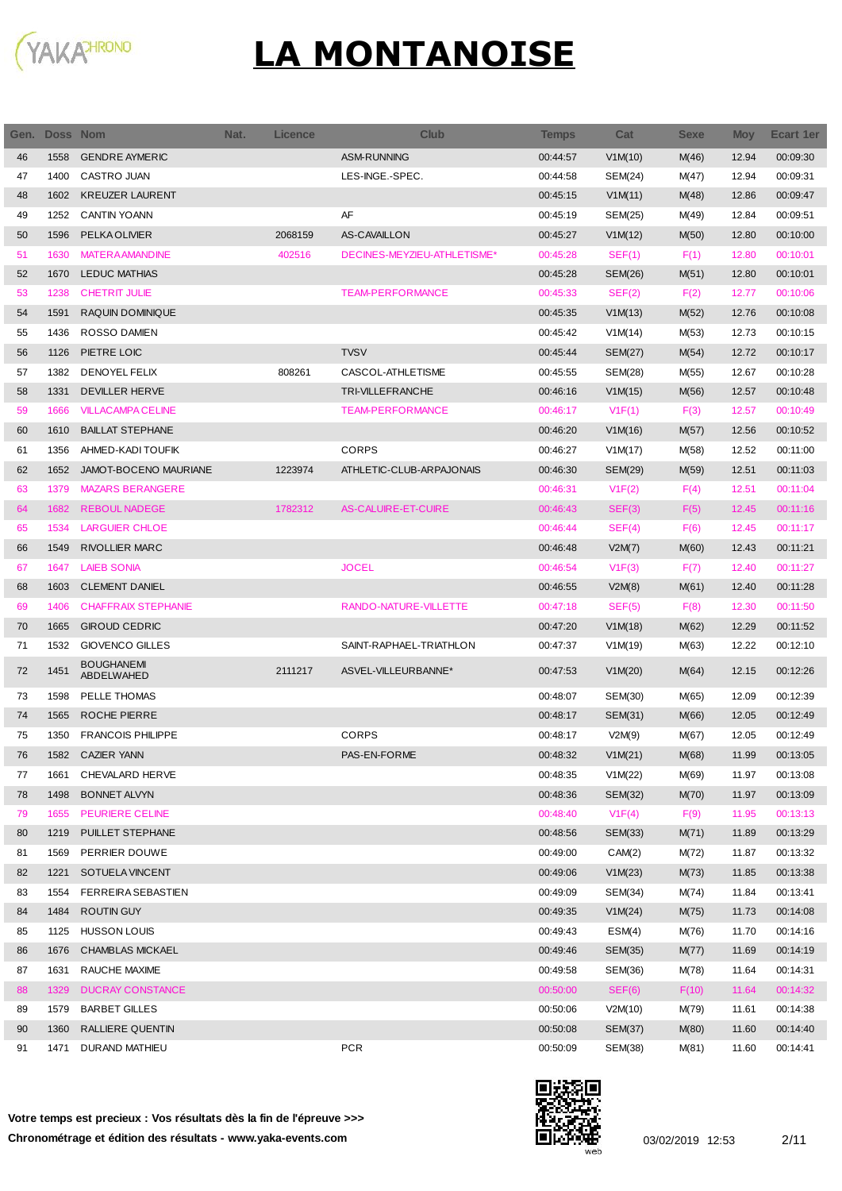# LA MONTANOISE

| Gen. | Doss | Nom | Nat. | Licence | Club | Temps | Cat | Sexe | Moy | Ecart 1er |
|---|---|---|---|---|---|---|---|---|---|---|
| 46 | 1558 | GENDRE AYMERIC | | | ASM-RUNNING | 00:44:57 | V1M(10) | M(46) | 12.94 | 00:09:30 |
| 47 | 1400 | CASTRO JUAN | | | LES-INGE.-SPEC. | 00:44:58 | SEM(24) | M(47) | 12.94 | 00:09:31 |
| 48 | 1602 | KREUZER LAURENT | | | | 00:45:15 | V1M(11) | M(48) | 12.86 | 00:09:47 |
| 49 | 1252 | CANTIN YOANN | | | AF | 00:45:19 | SEM(25) | M(49) | 12.84 | 00:09:51 |
| 50 | 1596 | PELKA OLIVIER | | 2068159 | AS-CAVAILLON | 00:45:27 | V1M(12) | M(50) | 12.80 | 00:10:00 |
| 51 | 1630 | MATERA AMANDINE | | 402516 | DECINES-MEYZIEU-ATHLETISME* | 00:45:28 | SEF(1) | F(1) | 12.80 | 00:10:01 |
| 52 | 1670 | LEDUC MATHIAS | | | | 00:45:28 | SEM(26) | M(51) | 12.80 | 00:10:01 |
| 53 | 1238 | CHETRIT JULIE | | | TEAM-PERFORMANCE | 00:45:33 | SEF(2) | F(2) | 12.77 | 00:10:06 |
| 54 | 1591 | RAQUIN DOMINIQUE | | | | 00:45:35 | V1M(13) | M(52) | 12.76 | 00:10:08 |
| 55 | 1436 | ROSSO DAMIEN | | | | 00:45:42 | V1M(14) | M(53) | 12.73 | 00:10:15 |
| 56 | 1126 | PIETRE LOIC | | | TVSV | 00:45:44 | SEM(27) | M(54) | 12.72 | 00:10:17 |
| 57 | 1382 | DENOYEL FELIX | | 808261 | CASCOL-ATHLETISME | 00:45:55 | SEM(28) | M(55) | 12.67 | 00:10:28 |
| 58 | 1331 | DEVILLER HERVE | | | TRI-VILLEFRANCHE | 00:46:16 | V1M(15) | M(56) | 12.57 | 00:10:48 |
| 59 | 1666 | VILLACAMPA CELINE | | | TEAM-PERFORMANCE | 00:46:17 | V1F(1) | F(3) | 12.57 | 00:10:49 |
| 60 | 1610 | BAILLAT STEPHANE | | | | 00:46:20 | V1M(16) | M(57) | 12.56 | 00:10:52 |
| 61 | 1356 | AHMED-KADI TOUFIK | | | CORPS | 00:46:27 | V1M(17) | M(58) | 12.52 | 00:11:00 |
| 62 | 1652 | JAMOT-BOCENO MAURIANE | | 1223974 | ATHLETIC-CLUB-ARPAJONAIS | 00:46:30 | SEM(29) | M(59) | 12.51 | 00:11:03 |
| 63 | 1379 | MAZARS BERANGERE | | | | 00:46:31 | V1F(2) | F(4) | 12.51 | 00:11:04 |
| 64 | 1682 | REBOUL NADEGE | | 1782312 | AS-CALUIRE-ET-CUIRE | 00:46:43 | SEF(3) | F(5) | 12.45 | 00:11:16 |
| 65 | 1534 | LARGUIER CHLOE | | | | 00:46:44 | SEF(4) | F(6) | 12.45 | 00:11:17 |
| 66 | 1549 | RIVOLLIER MARC | | | | 00:46:48 | V2M(7) | M(60) | 12.43 | 00:11:21 |
| 67 | 1647 | LAIEB SONIA | | | JOCEL | 00:46:54 | V1F(3) | F(7) | 12.40 | 00:11:27 |
| 68 | 1603 | CLEMENT DANIEL | | | | 00:46:55 | V2M(8) | M(61) | 12.40 | 00:11:28 |
| 69 | 1406 | CHAFFRAIX STEPHANIE | | | RANDO-NATURE-VILLETTE | 00:47:18 | SEF(5) | F(8) | 12.30 | 00:11:50 |
| 70 | 1665 | GIROUD CEDRIC | | | | 00:47:20 | V1M(18) | M(62) | 12.29 | 00:11:52 |
| 71 | 1532 | GIOVENCO GILLES | | | SAINT-RAPHAEL-TRIATHLON | 00:47:37 | V1M(19) | M(63) | 12.22 | 00:12:10 |
| 72 | 1451 | BOUGHANEMI ABDELWAHED | | 2111217 | ASVEL-VILLEURBANNE* | 00:47:53 | V1M(20) | M(64) | 12.15 | 00:12:26 |
| 73 | 1598 | PELLE THOMAS | | | | 00:48:07 | SEM(30) | M(65) | 12.09 | 00:12:39 |
| 74 | 1565 | ROCHE PIERRE | | | | 00:48:17 | SEM(31) | M(66) | 12.05 | 00:12:49 |
| 75 | 1350 | FRANCOIS PHILIPPE | | | CORPS | 00:48:17 | V2M(9) | M(67) | 12.05 | 00:12:49 |
| 76 | 1582 | CAZIER YANN | | | PAS-EN-FORME | 00:48:32 | V1M(21) | M(68) | 11.99 | 00:13:05 |
| 77 | 1661 | CHEVALARD HERVE | | | | 00:48:35 | V1M(22) | M(69) | 11.97 | 00:13:08 |
| 78 | 1498 | BONNET ALVYN | | | | 00:48:36 | SEM(32) | M(70) | 11.97 | 00:13:09 |
| 79 | 1655 | PEURIERE CELINE | | | | 00:48:40 | V1F(4) | F(9) | 11.95 | 00:13:13 |
| 80 | 1219 | PUILLET STEPHANE | | | | 00:48:56 | SEM(33) | M(71) | 11.89 | 00:13:29 |
| 81 | 1569 | PERRIER DOUWE | | | | 00:49:00 | CAM(2) | M(72) | 11.87 | 00:13:32 |
| 82 | 1221 | SOTUELA VINCENT | | | | 00:49:06 | V1M(23) | M(73) | 11.85 | 00:13:38 |
| 83 | 1554 | FERREIRA SEBASTIEN | | | | 00:49:09 | SEM(34) | M(74) | 11.84 | 00:13:41 |
| 84 | 1484 | ROUTIN GUY | | | | 00:49:35 | V1M(24) | M(75) | 11.73 | 00:14:08 |
| 85 | 1125 | HUSSON LOUIS | | | | 00:49:43 | ESM(4) | M(76) | 11.70 | 00:14:16 |
| 86 | 1676 | CHAMBLAS MICKAEL | | | | 00:49:46 | SEM(35) | M(77) | 11.69 | 00:14:19 |
| 87 | 1631 | RAUCHE MAXIME | | | | 00:49:58 | SEM(36) | M(78) | 11.64 | 00:14:31 |
| 88 | 1329 | DUCRAY CONSTANCE | | | | 00:50:00 | SEF(6) | F(10) | 11.64 | 00:14:32 |
| 89 | 1579 | BARBET GILLES | | | | 00:50:06 | V2M(10) | M(79) | 11.61 | 00:14:38 |
| 90 | 1360 | RALLIERE QUENTIN | | | | 00:50:08 | SEM(37) | M(80) | 11.60 | 00:14:40 |
| 91 | 1471 | DURAND MATHIEU | | | PCR | 00:50:09 | SEM(38) | M(81) | 11.60 | 00:14:41 |

**Votre temps est precieux : Vos résultats dès la fin de l'épreuve >>>**

**Chronométrage et édition des résultats - www.yaka-events.com**

03/02/2019 12:53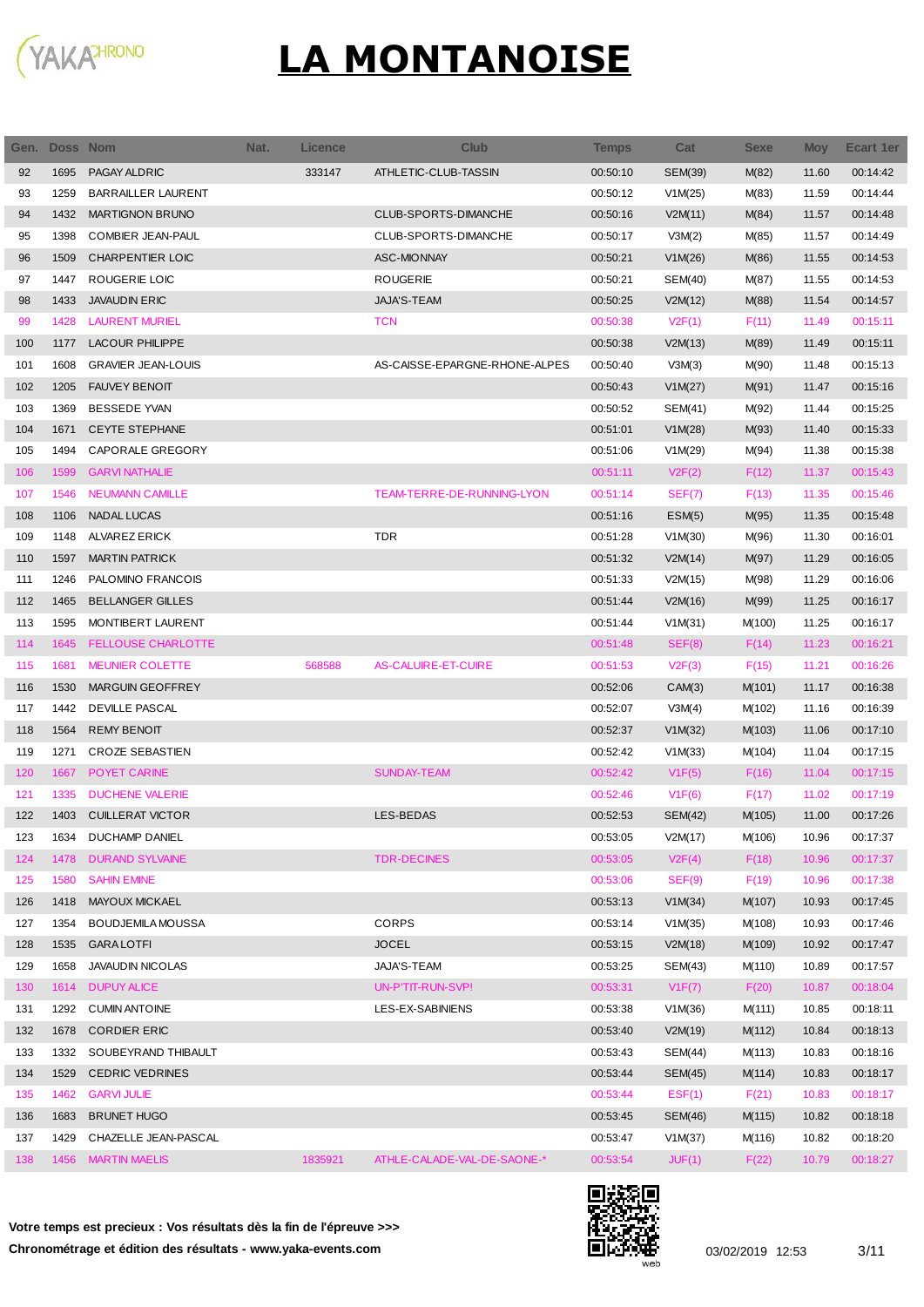# LA MONTANOISE

| Gen. | Doss | Nom | Nat. | Licence | Club | Temps | Cat | Sexe | Moy | Ecart 1er |
|---|---|---|---|---|---|---|---|---|---|---|
| 92 | 1695 | PAGAY ALDRIC | | 333147 | ATHLETIC-CLUB-TASSIN | 00:50:10 | SEM(39) | M(82) | 11.60 | 00:14:42 |
| 93 | 1259 | BARRAILLER LAURENT | | | | 00:50:12 | V1M(25) | M(83) | 11.59 | 00:14:44 |
| 94 | 1432 | MARTIGNON BRUNO | | | CLUB-SPORTS-DIMANCHE | 00:50:16 | V2M(11) | M(84) | 11.57 | 00:14:48 |
| 95 | 1398 | COMBIER JEAN-PAUL | | | CLUB-SPORTS-DIMANCHE | 00:50:17 | V3M(2) | M(85) | 11.57 | 00:14:49 |
| 96 | 1509 | CHARPENTIER LOIC | | | ASC-MIONNAY | 00:50:21 | V1M(26) | M(86) | 11.55 | 00:14:53 |
| 97 | 1447 | ROUGERIE LOIC | | | ROUGERIE | 00:50:21 | SEM(40) | M(87) | 11.55 | 00:14:53 |
| 98 | 1433 | JAVAUDIN ERIC | | | JAJA'S-TEAM | 00:50:25 | V2M(12) | M(88) | 11.54 | 00:14:57 |
| 99 | 1428 | LAURENT MURIEL | | | TCN | 00:50:38 | V2F(1) | F(11) | 11.49 | 00:15:11 |
| 100 | 1177 | LACOUR PHILIPPE | | | | 00:50:38 | V2M(13) | M(89) | 11.49 | 00:15:11 |
| 101 | 1608 | GRAVIER JEAN-LOUIS | | | AS-CAISSE-EPARGNE-RHONE-ALPES | 00:50:40 | V3M(3) | M(90) | 11.48 | 00:15:13 |
| 102 | 1205 | FAUVEY BENOIT | | | | 00:50:43 | V1M(27) | M(91) | 11.47 | 00:15:16 |
| 103 | 1369 | BESSEDE YVAN | | | | 00:50:52 | SEM(41) | M(92) | 11.44 | 00:15:25 |
| 104 | 1671 | CEYTE STEPHANE | | | | 00:51:01 | V1M(28) | M(93) | 11.40 | 00:15:33 |
| 105 | 1494 | CAPORALE GREGORY | | | | 00:51:06 | V1M(29) | M(94) | 11.38 | 00:15:38 |
| 106 | 1599 | GARVI NATHALIE | | | | 00:51:11 | V2F(2) | F(12) | 11.37 | 00:15:43 |
| 107 | 1546 | NEUMANN CAMILLE | | | TEAM-TERRE-DE-RUNNING-LYON | 00:51:14 | SEF(7) | F(13) | 11.35 | 00:15:46 |
| 108 | 1106 | NADAL LUCAS | | | | 00:51:16 | ESM(5) | M(95) | 11.35 | 00:15:48 |
| 109 | 1148 | ALVAREZ ERICK | | | TDR | 00:51:28 | V1M(30) | M(96) | 11.30 | 00:16:01 |
| 110 | 1597 | MARTIN PATRICK | | | | 00:51:32 | V2M(14) | M(97) | 11.29 | 00:16:05 |
| 111 | 1246 | PALOMINO FRANCOIS | | | | 00:51:33 | V2M(15) | M(98) | 11.29 | 00:16:06 |
| 112 | 1465 | BELLANGER GILLES | | | | 00:51:44 | V2M(16) | M(99) | 11.25 | 00:16:17 |
| 113 | 1595 | MONTIBERT LAURENT | | | | 00:51:44 | V1M(31) | M(100) | 11.25 | 00:16:17 |
| 114 | 1645 | FELLOUSE CHARLOTTE | | | | 00:51:48 | SEF(8) | F(14) | 11.23 | 00:16:21 |
| 115 | 1681 | MEUNIER COLETTE | | 568588 | AS-CALUIRE-ET-CUIRE | 00:51:53 | V2F(3) | F(15) | 11.21 | 00:16:26 |
| 116 | 1530 | MARGUIN GEOFFREY | | | | 00:52:06 | CAM(3) | M(101) | 11.17 | 00:16:38 |
| 117 | 1442 | DEVILLE PASCAL | | | | 00:52:07 | V3M(4) | M(102) | 11.16 | 00:16:39 |
| 118 | 1564 | REMY BENOIT | | | | 00:52:37 | V1M(32) | M(103) | 11.06 | 00:17:10 |
| 119 | 1271 | CROZE SEBASTIEN | | | | 00:52:42 | V1M(33) | M(104) | 11.04 | 00:17:15 |
| 120 | 1667 | POYET CARINE | | | SUNDAY-TEAM | 00:52:42 | V1F(5) | F(16) | 11.04 | 00:17:15 |
| 121 | 1335 | DUCHENE VALERIE | | | | 00:52:46 | V1F(6) | F(17) | 11.02 | 00:17:19 |
| 122 | 1403 | CUILLERAT VICTOR | | | LES-BEDAS | 00:52:53 | SEM(42) | M(105) | 11.00 | 00:17:26 |
| 123 | 1634 | DUCHAMP DANIEL | | | | 00:53:05 | V2M(17) | M(106) | 10.96 | 00:17:37 |
| 124 | 1478 | DURAND SYLVAINE | | | TDR-DECINES | 00:53:05 | V2F(4) | F(18) | 10.96 | 00:17:37 |
| 125 | 1580 | SAHIN EMINE | | | | 00:53:06 | SEF(9) | F(19) | 10.96 | 00:17:38 |
| 126 | 1418 | MAYOUX MICKAEL | | | | 00:53:13 | V1M(34) | M(107) | 10.93 | 00:17:45 |
| 127 | 1354 | BOUDJEMILA MOUSSA | | | CORPS | 00:53:14 | V1M(35) | M(108) | 10.93 | 00:17:46 |
| 128 | 1535 | GARA LOTFI | | | JOCEL | 00:53:15 | V2M(18) | M(109) | 10.92 | 00:17:47 |
| 129 | 1658 | JAVAUDIN NICOLAS | | | JAJA'S-TEAM | 00:53:25 | SEM(43) | M(110) | 10.89 | 00:17:57 |
| 130 | 1614 | DUPUY ALICE | | | UN-P'TIT-RUN-SVP! | 00:53:31 | V1F(7) | F(20) | 10.87 | 00:18:04 |
| 131 | 1292 | CUMIN ANTOINE | | | LES-EX-SABINIENS | 00:53:38 | V1M(36) | M(111) | 10.85 | 00:18:11 |
| 132 | 1678 | CORDIER ERIC | | | | 00:53:40 | V2M(19) | M(112) | 10.84 | 00:18:13 |
| 133 | 1332 | SOUBEYRAND THIBAULT | | | | 00:53:43 | SEM(44) | M(113) | 10.83 | 00:18:16 |
| 134 | 1529 | CEDRIC VEDRINES | | | | 00:53:44 | SEM(45) | M(114) | 10.83 | 00:18:17 |
| 135 | 1462 | GARVI JULIE | | | | 00:53:44 | ESF(1) | F(21) | 10.83 | 00:18:17 |
| 136 | 1683 | BRUNET HUGO | | | | 00:53:45 | SEM(46) | M(115) | 10.82 | 00:18:18 |
| 137 | 1429 | CHAZELLE JEAN-PASCAL | | | | 00:53:47 | V1M(37) | M(116) | 10.82 | 00:18:20 |
| 138 | 1456 | MARTIN MAELIS | | 1835921 | ATHLE-CALADE-VAL-DE-SAONE-* | 00:53:54 | JUF(1) | F(22) | 10.79 | 00:18:27 |

**Votre temps est precieux : Vos résultats dès la fin de l'épreuve >>>**

**Chronométrage et édition des résultats - www.yaka-events.com**

03/02/2019 12:53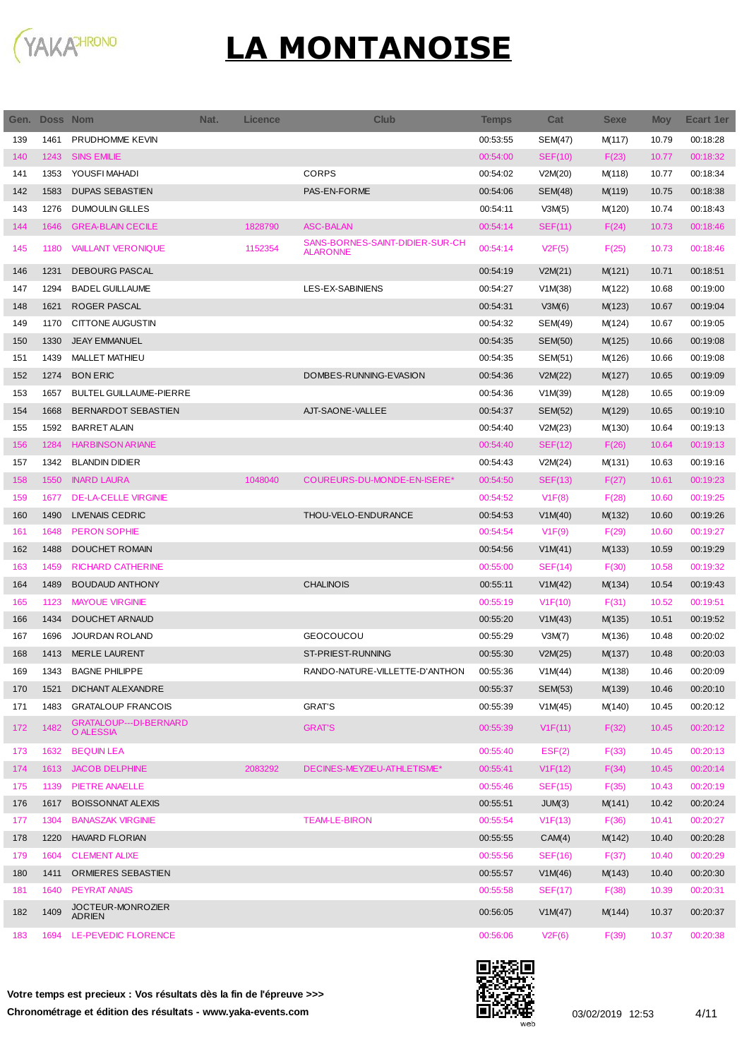# LA MONTANOISE

| Gen. | Doss | Nom | Nat. | Licence | Club | Temps | Cat | Sexe | Moy | Ecart 1er |
|---|---|---|---|---|---|---|---|---|---|---|
| 139 | 1461 | PRUDHOMME KEVIN | | | | 00:53:55 | SEM(47) | M(117) | 10.79 | 00:18:28 |
| 140 | 1243 | SINS EMILIE | | | | 00:54:00 | SEF(10) | F(23) | 10.77 | 00:18:32 |
| 141 | 1353 | YOUSFI MAHADI | | | CORPS | 00:54:02 | V2M(20) | M(118) | 10.77 | 00:18:34 |
| 142 | 1583 | DUPAS SEBASTIEN | | | PAS-EN-FORME | 00:54:06 | SEM(48) | M(119) | 10.75 | 00:18:38 |
| 143 | 1276 | DUMOULIN GILLES | | | | 00:54:11 | V3M(5) | M(120) | 10.74 | 00:18:43 |
| 144 | 1646 | GREA-BLAIN CECILE | | 1828790 | ASC-BALAN | 00:54:14 | SEF(11) | F(24) | 10.73 | 00:18:46 |
| 145 | 1180 | VAILLANT VERONIQUE | | 1152354 | SANS-BORNES-SAINT-DIDIER-SUR-CHALARONNE | 00:54:14 | V2F(5) | F(25) | 10.73 | 00:18:46 |
| 146 | 1231 | DEBOURG PASCAL | | | | 00:54:19 | V2M(21) | M(121) | 10.71 | 00:18:51 |
| 147 | 1294 | BADEL GUILLAUME | | | LES-EX-SABINIENS | 00:54:27 | V1M(38) | M(122) | 10.68 | 00:19:00 |
| 148 | 1621 | ROGER PASCAL | | | | 00:54:31 | V3M(6) | M(123) | 10.67 | 00:19:04 |
| 149 | 1170 | CITTONE AUGUSTIN | | | | 00:54:32 | SEM(49) | M(124) | 10.67 | 00:19:05 |
| 150 | 1330 | JEAY EMMANUEL | | | | 00:54:35 | SEM(50) | M(125) | 10.66 | 00:19:08 |
| 151 | 1439 | MALLET MATHIEU | | | | 00:54:35 | SEM(51) | M(126) | 10.66 | 00:19:08 |
| 152 | 1274 | BON ERIC | | | DOMBES-RUNNING-EVASION | 00:54:36 | V2M(22) | M(127) | 10.65 | 00:19:09 |
| 153 | 1657 | BULTEL GUILLAUME-PIERRE | | | | 00:54:36 | V1M(39) | M(128) | 10.65 | 00:19:09 |
| 154 | 1668 | BERNARDOT SEBASTIEN | | | AJT-SAONE-VALLEE | 00:54:37 | SEM(52) | M(129) | 10.65 | 00:19:10 |
| 155 | 1592 | BARRET ALAIN | | | | 00:54:40 | V2M(23) | M(130) | 10.64 | 00:19:13 |
| 156 | 1284 | HARBINSON ARIANE | | | | 00:54:40 | SEF(12) | F(26) | 10.64 | 00:19:13 |
| 157 | 1342 | BLANDIN DIDIER | | | | 00:54:43 | V2M(24) | M(131) | 10.63 | 00:19:16 |
| 158 | 1550 | INARD LAURA | | 1048040 | COUREURS-DU-MONDE-EN-ISERE* | 00:54:50 | SEF(13) | F(27) | 10.61 | 00:19:23 |
| 159 | 1677 | DE-LA-CELLE VIRGINIE | | | | 00:54:52 | V1F(8) | F(28) | 10.60 | 00:19:25 |
| 160 | 1490 | LIVENAIS CEDRIC | | | THOU-VELO-ENDURANCE | 00:54:53 | V1M(40) | M(132) | 10.60 | 00:19:26 |
| 161 | 1648 | PERON SOPHIE | | | | 00:54:54 | V1F(9) | F(29) | 10.60 | 00:19:27 |
| 162 | 1488 | DOUCHET ROMAIN | | | | 00:54:56 | V1M(41) | M(133) | 10.59 | 00:19:29 |
| 163 | 1459 | RICHARD CATHERINE | | | | 00:55:00 | SEF(14) | F(30) | 10.58 | 00:19:32 |
| 164 | 1489 | BOUDAUD ANTHONY | | | CHALINOIS | 00:55:11 | V1M(42) | M(134) | 10.54 | 00:19:43 |
| 165 | 1123 | MAYOUE VIRGINIE | | | | 00:55:19 | V1F(10) | F(31) | 10.52 | 00:19:51 |
| 166 | 1434 | DOUCHET ARNAUD | | | | 00:55:20 | V1M(43) | M(135) | 10.51 | 00:19:52 |
| 167 | 1696 | JOURDAN ROLAND | | | GEOCOUCOU | 00:55:29 | V3M(7) | M(136) | 10.48 | 00:20:02 |
| 168 | 1413 | MERLE LAURENT | | | ST-PRIEST-RUNNING | 00:55:30 | V2M(25) | M(137) | 10.48 | 00:20:03 |
| 169 | 1343 | BAGNE PHILIPPE | | | RANDO-NATURE-VILLETTE-D'ANTHON | 00:55:36 | V1M(44) | M(138) | 10.46 | 00:20:09 |
| 170 | 1521 | DICHANT ALEXANDRE | | | | 00:55:37 | SEM(53) | M(139) | 10.46 | 00:20:10 |
| 171 | 1483 | GRATALOUP FRANCOIS | | | GRAT'S | 00:55:39 | V1M(45) | M(140) | 10.45 | 00:20:12 |
| 172 | 1482 | GRATALOUP---DI-BERNARDO ALESSIA | | | GRAT'S | 00:55:39 | V1F(11) | F(32) | 10.45 | 00:20:12 |
| 173 | 1632 | BEQUIN LEA | | | | 00:55:40 | ESF(2) | F(33) | 10.45 | 00:20:13 |
| 174 | 1613 | JACOB DELPHINE | | 2083292 | DECINES-MEYZIEU-ATHLETISME* | 00:55:41 | V1F(12) | F(34) | 10.45 | 00:20:14 |
| 175 | 1139 | PIETRE ANAELLE | | | | 00:55:46 | SEF(15) | F(35) | 10.43 | 00:20:19 |
| 176 | 1617 | BOISSONNAT ALEXIS | | | | 00:55:51 | JUM(3) | M(141) | 10.42 | 00:20:24 |
| 177 | 1304 | BANASZAK VIRGINIE | | | TEAM-LE-BIRON | 00:55:54 | V1F(13) | F(36) | 10.41 | 00:20:27 |
| 178 | 1220 | HAVARD FLORIAN | | | | 00:55:55 | CAM(4) | M(142) | 10.40 | 00:20:28 |
| 179 | 1604 | CLEMENT ALIXE | | | | 00:55:56 | SEF(16) | F(37) | 10.40 | 00:20:29 |
| 180 | 1411 | ORMIERES SEBASTIEN | | | | 00:55:57 | V1M(46) | M(143) | 10.40 | 00:20:30 |
| 181 | 1640 | PEYRAT ANAIS | | | | 00:55:58 | SEF(17) | F(38) | 10.39 | 00:20:31 |
| 182 | 1409 | JOCTEUR-MONROZIER ADRIEN | | | | 00:56:05 | V1M(47) | M(144) | 10.37 | 00:20:37 |
| 183 | 1694 | LE-PEVEDIC FLORENCE | | | | 00:56:06 | V2F(6) | F(39) | 10.37 | 00:20:38 |

**Votre temps est precieux : Vos résultats dès la fin de l'épreuve >>>**

**Chronométrage et édition des résultats - www.yaka-events.com**

03/02/2019 12:53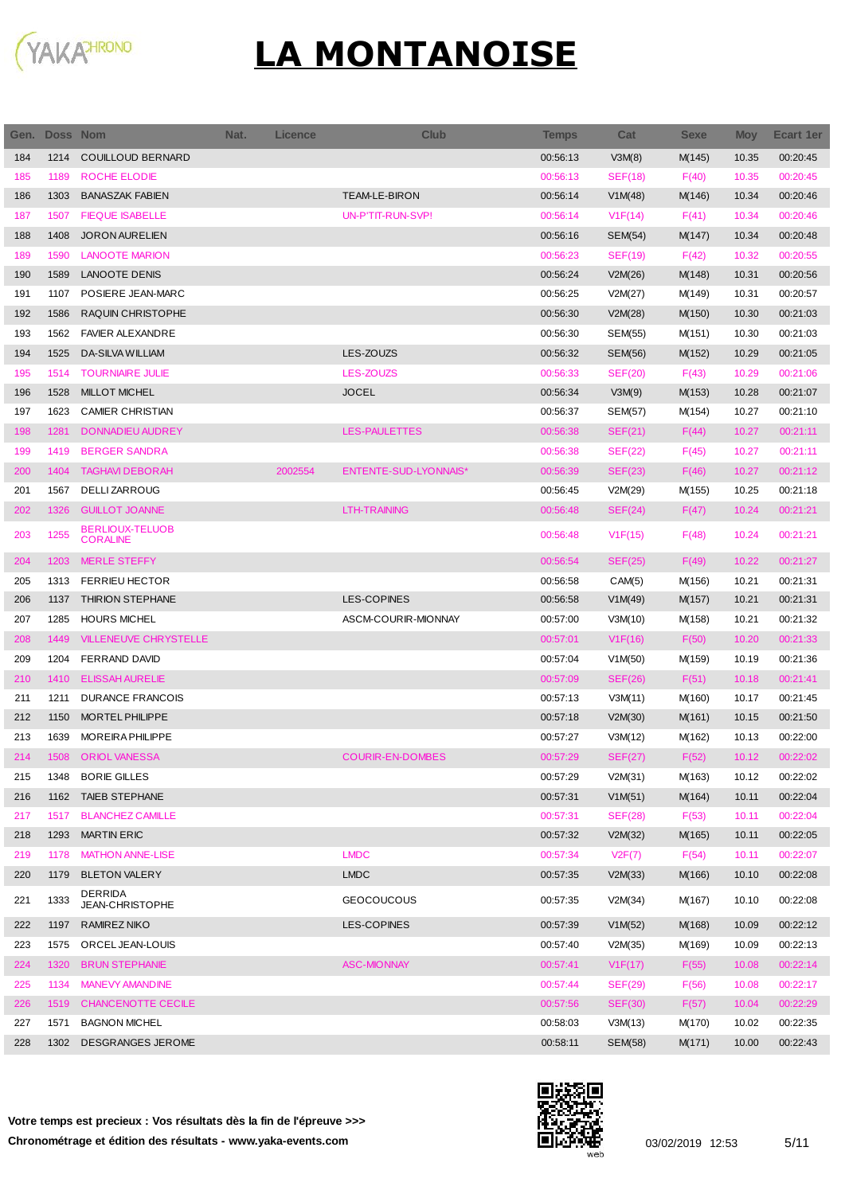# LA MONTANOISE

| Gen. | Doss | Nom | Nat. | Licence | Club | Temps | Cat | Sexe | Moy | Ecart 1er |
|---|---|---|---|---|---|---|---|---|---|---|
| 184 | 1214 | COUILLOUD BERNARD | | | | 00:56:13 | V3M(8) | M(145) | 10.35 | 00:20:45 |
| 185 | 1189 | ROCHE ELODIE | | | | 00:56:13 | SEF(18) | F(40) | 10.35 | 00:20:45 |
| 186 | 1303 | BANASZAK FABIEN | | | TEAM-LE-BIRON | 00:56:14 | V1M(48) | M(146) | 10.34 | 00:20:46 |
| 187 | 1507 | FIEQUE ISABELLE | | | UN-P'TIT-RUN-SVP! | 00:56:14 | V1F(14) | F(41) | 10.34 | 00:20:46 |
| 188 | 1408 | JORON AURELIEN | | | | 00:56:16 | SEM(54) | M(147) | 10.34 | 00:20:48 |
| 189 | 1590 | LANOOTE MARION | | | | 00:56:23 | SEF(19) | F(42) | 10.32 | 00:20:55 |
| 190 | 1589 | LANOOTE DENIS | | | | 00:56:24 | V2M(26) | M(148) | 10.31 | 00:20:56 |
| 191 | 1107 | POSIERE JEAN-MARC | | | | 00:56:25 | V2M(27) | M(149) | 10.31 | 00:20:57 |
| 192 | 1586 | RAQUIN CHRISTOPHE | | | | 00:56:30 | V2M(28) | M(150) | 10.30 | 00:21:03 |
| 193 | 1562 | FAVIER ALEXANDRE | | | | 00:56:30 | SEM(55) | M(151) | 10.30 | 00:21:03 |
| 194 | 1525 | DA-SILVA WILLIAM | | | LES-ZOUZS | 00:56:32 | SEM(56) | M(152) | 10.29 | 00:21:05 |
| 195 | 1514 | TOURNIAIRE JULIE | | | LES-ZOUZS | 00:56:33 | SEF(20) | F(43) | 10.29 | 00:21:06 |
| 196 | 1528 | MILLOT MICHEL | | | JOCEL | 00:56:34 | V3M(9) | M(153) | 10.28 | 00:21:07 |
| 197 | 1623 | CAMIER CHRISTIAN | | | | 00:56:37 | SEM(57) | M(154) | 10.27 | 00:21:10 |
| 198 | 1281 | DONNADIEU AUDREY | | | LES-PAULETTES | 00:56:38 | SEF(21) | F(44) | 10.27 | 00:21:11 |
| 199 | 1419 | BERGER SANDRA | | | | 00:56:38 | SEF(22) | F(45) | 10.27 | 00:21:11 |
| 200 | 1404 | TAGHAVI DEBORAH | | 2002554 | ENTENTE-SUD-LYONNAIS* | 00:56:39 | SEF(23) | F(46) | 10.27 | 00:21:12 |
| 201 | 1567 | DELLI ZARROUG | | | | 00:56:45 | V2M(29) | M(155) | 10.25 | 00:21:18 |
| 202 | 1326 | GUILLOT JOANNE | | | LTH-TRAINING | 00:56:48 | SEF(24) | F(47) | 10.24 | 00:21:21 |
| 203 | 1255 | BERLIOUX-TELUOB CORALINE | | | | 00:56:48 | V1F(15) | F(48) | 10.24 | 00:21:21 |
| 204 | 1203 | MERLE STEFFY | | | | 00:56:54 | SEF(25) | F(49) | 10.22 | 00:21:27 |
| 205 | 1313 | FERRIEU HECTOR | | | | 00:56:58 | CAM(5) | M(156) | 10.21 | 00:21:31 |
| 206 | 1137 | THIRION STEPHANE | | | LES-COPINES | 00:56:58 | V1M(49) | M(157) | 10.21 | 00:21:31 |
| 207 | 1285 | HOURS MICHEL | | | ASCM-COURIR-MIONNAY | 00:57:00 | V3M(10) | M(158) | 10.21 | 00:21:32 |
| 208 | 1449 | VILLENEUVE CHRYSTELLE | | | | 00:57:01 | V1F(16) | F(50) | 10.20 | 00:21:33 |
| 209 | 1204 | FERRAND DAVID | | | | 00:57:04 | V1M(50) | M(159) | 10.19 | 00:21:36 |
| 210 | 1410 | ELISSAH AURELIE | | | | 00:57:09 | SEF(26) | F(51) | 10.18 | 00:21:41 |
| 211 | 1211 | DURANCE FRANCOIS | | | | 00:57:13 | V3M(11) | M(160) | 10.17 | 00:21:45 |
| 212 | 1150 | MORTEL PHILIPPE | | | | 00:57:18 | V2M(30) | M(161) | 10.15 | 00:21:50 |
| 213 | 1639 | MOREIRA PHILIPPE | | | | 00:57:27 | V3M(12) | M(162) | 10.13 | 00:22:00 |
| 214 | 1508 | ORIOL VANESSA | | | COURIR-EN-DOMBES | 00:57:29 | SEF(27) | F(52) | 10.12 | 00:22:02 |
| 215 | 1348 | BORIE GILLES | | | | 00:57:29 | V2M(31) | M(163) | 10.12 | 00:22:02 |
| 216 | 1162 | TAIEB STEPHANE | | | | 00:57:31 | V1M(51) | M(164) | 10.11 | 00:22:04 |
| 217 | 1517 | BLANCHEZ CAMILLE | | | | 00:57:31 | SEF(28) | F(53) | 10.11 | 00:22:04 |
| 218 | 1293 | MARTIN ERIC | | | | 00:57:32 | V2M(32) | M(165) | 10.11 | 00:22:05 |
| 219 | 1178 | MATHON ANNE-LISE | | | LMDC | 00:57:34 | V2F(7) | F(54) | 10.11 | 00:22:07 |
| 220 | 1179 | BLETON VALERY | | | LMDC | 00:57:35 | V2M(33) | M(166) | 10.10 | 00:22:08 |
| 221 | 1333 | DERRIDA JEAN-CHRISTOPHE | | | GEOCOUCOUS | 00:57:35 | V2M(34) | M(167) | 10.10 | 00:22:08 |
| 222 | 1197 | RAMIREZ NIKO | | | LES-COPINES | 00:57:39 | V1M(52) | M(168) | 10.09 | 00:22:12 |
| 223 | 1575 | ORCEL JEAN-LOUIS | | | | 00:57:40 | V2M(35) | M(169) | 10.09 | 00:22:13 |
| 224 | 1320 | BRUN STEPHANIE | | | ASC-MIONNAY | 00:57:41 | V1F(17) | F(55) | 10.08 | 00:22:14 |
| 225 | 1134 | MANEVY AMANDINE | | | | 00:57:44 | SEF(29) | F(56) | 10.08 | 00:22:17 |
| 226 | 1519 | CHANCENOTTE CECILE | | | | 00:57:56 | SEF(30) | F(57) | 10.04 | 00:22:29 |
| 227 | 1571 | BAGNON MICHEL | | | | 00:58:03 | V3M(13) | M(170) | 10.02 | 00:22:35 |
| 228 | 1302 | DESGRANGES JEROME | | | | 00:58:11 | SEM(58) | M(171) | 10.00 | 00:22:43 |

**Votre temps est precieux : Vos résultats dès la fin de l'épreuve >>>**

**Chronométrage et édition des résultats - www.yaka-events.com**

03/02/2019 12:53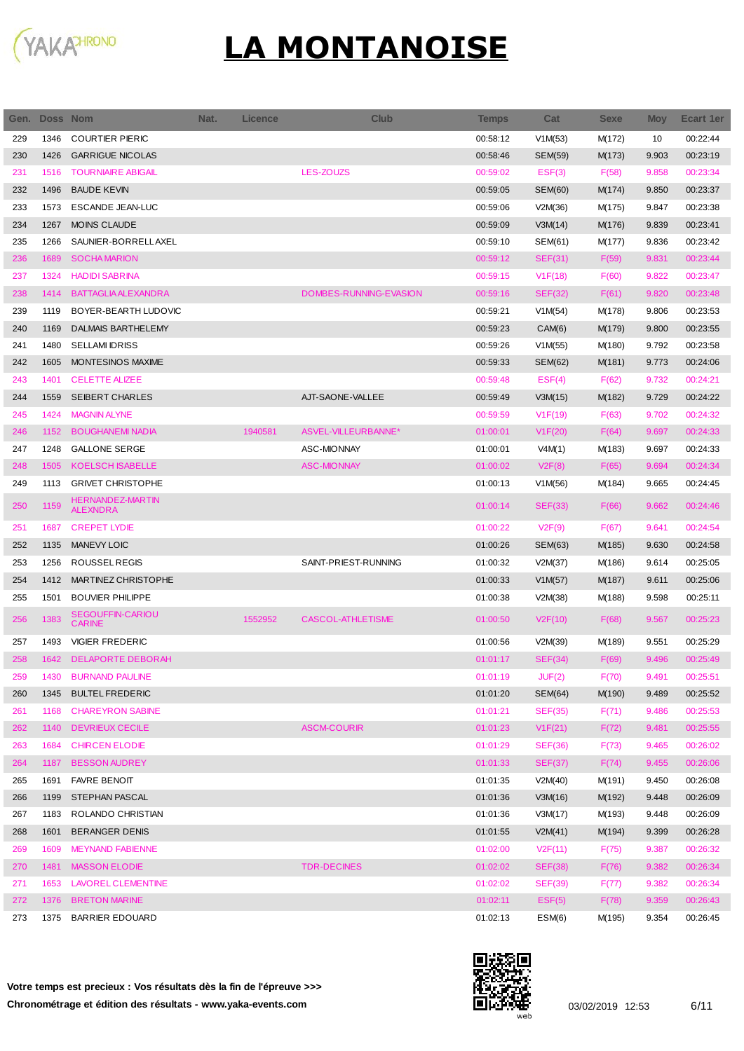# LA MONTANOISE

| Gen. | Doss | Nom | Nat. | Licence | Club | Temps | Cat | Sexe | Moy | Ecart 1er |
|---|---|---|---|---|---|---|---|---|---|---|
| 229 | 1346 | COURTIER PIERIC | | | | 00:58:12 | V1M(53) | M(172) | 10 | 00:22:44 |
| 230 | 1426 | GARRIGUE NICOLAS | | | | 00:58:46 | SEM(59) | M(173) | 9.903 | 00:23:19 |
| 231 | 1516 | TOURNIAIRE ABIGAIL | | | LES-ZOUZS | 00:59:02 | ESF(3) | F(58) | 9.858 | 00:23:34 |
| 232 | 1496 | BAUDE KEVIN | | | | 00:59:05 | SEM(60) | M(174) | 9.850 | 00:23:37 |
| 233 | 1573 | ESCANDE JEAN-LUC | | | | 00:59:06 | V2M(36) | M(175) | 9.847 | 00:23:38 |
| 234 | 1267 | MOINS CLAUDE | | | | 00:59:09 | V3M(14) | M(176) | 9.839 | 00:23:41 |
| 235 | 1266 | SAUNIER-BORRELL AXEL | | | | 00:59:10 | SEM(61) | M(177) | 9.836 | 00:23:42 |
| 236 | 1689 | SOCHA MARION | | | | 00:59:12 | SEF(31) | F(59) | 9.831 | 00:23:44 |
| 237 | 1324 | HADIDI SABRINA | | | | 00:59:15 | V1F(18) | F(60) | 9.822 | 00:23:47 |
| 238 | 1414 | BATTAGLIA ALEXANDRA | | | DOMBES-RUNNING-EVASION | 00:59:16 | SEF(32) | F(61) | 9.820 | 00:23:48 |
| 239 | 1119 | BOYER-BEARTH LUDOVIC | | | | 00:59:21 | V1M(54) | M(178) | 9.806 | 00:23:53 |
| 240 | 1169 | DALMAIS BARTHELEMY | | | | 00:59:23 | CAM(6) | M(179) | 9.800 | 00:23:55 |
| 241 | 1480 | SELLAMI IDRISS | | | | 00:59:26 | V1M(55) | M(180) | 9.792 | 00:23:58 |
| 242 | 1605 | MONTESINOS MAXIME | | | | 00:59:33 | SEM(62) | M(181) | 9.773 | 00:24:06 |
| 243 | 1401 | CELETTE ALIZEE | | | | 00:59:48 | ESF(4) | F(62) | 9.732 | 00:24:21 |
| 244 | 1559 | SEIBERT CHARLES | | | AJT-SAONE-VALLEE | 00:59:49 | V3M(15) | M(182) | 9.729 | 00:24:22 |
| 245 | 1424 | MAGNIN ALYNE | | | | 00:59:59 | V1F(19) | F(63) | 9.702 | 00:24:32 |
| 246 | 1152 | BOUGHANEMI NADIA | | 1940581 | ASVEL-VILLEURBANNE* | 01:00:01 | V1F(20) | F(64) | 9.697 | 00:24:33 |
| 247 | 1248 | GALLONE SERGE | | | ASC-MIONNAY | 01:00:01 | V4M(1) | M(183) | 9.697 | 00:24:33 |
| 248 | 1505 | KOELSCH ISABELLE | | | ASC-MIONNAY | 01:00:02 | V2F(8) | F(65) | 9.694 | 00:24:34 |
| 249 | 1113 | GRIVET CHRISTOPHE | | | | 01:00:13 | V1M(56) | M(184) | 9.665 | 00:24:45 |
| 250 | 1159 | HERNANDEZ-MARTIN ALEXNDRA | | | | 01:00:14 | SEF(33) | F(66) | 9.662 | 00:24:46 |
| 251 | 1687 | CREPET LYDIE | | | | 01:00:22 | V2F(9) | F(67) | 9.641 | 00:24:54 |
| 252 | 1135 | MANEVY LOIC | | | | 01:00:26 | SEM(63) | M(185) | 9.630 | 00:24:58 |
| 253 | 1256 | ROUSSEL REGIS | | | SAINT-PRIEST-RUNNING | 01:00:32 | V2M(37) | M(186) | 9.614 | 00:25:05 |
| 254 | 1412 | MARTINEZ CHRISTOPHE | | | | 01:00:33 | V1M(57) | M(187) | 9.611 | 00:25:06 |
| 255 | 1501 | BOUVIER PHILIPPE | | | | 01:00:38 | V2M(38) | M(188) | 9.598 | 00:25:11 |
| 256 | 1383 | SEGOUFFIN-CARIOU CARINE | | 1552952 | CASCOL-ATHLETISME | 01:00:50 | V2F(10) | F(68) | 9.567 | 00:25:23 |
| 257 | 1493 | VIGIER FREDERIC | | | | 01:00:56 | V2M(39) | M(189) | 9.551 | 00:25:29 |
| 258 | 1642 | DELAPORTE DEBORAH | | | | 01:01:17 | SEF(34) | F(69) | 9.496 | 00:25:49 |
| 259 | 1430 | BURNAND PAULINE | | | | 01:01:19 | JUF(2) | F(70) | 9.491 | 00:25:51 |
| 260 | 1345 | BULTEL FREDERIC | | | | 01:01:20 | SEM(64) | M(190) | 9.489 | 00:25:52 |
| 261 | 1168 | CHAREYRON SABINE | | | | 01:01:21 | SEF(35) | F(71) | 9.486 | 00:25:53 |
| 262 | 1140 | DEVRIEUX CECILE | | | ASCM-COURIR | 01:01:23 | V1F(21) | F(72) | 9.481 | 00:25:55 |
| 263 | 1684 | CHIRCEN ELODIE | | | | 01:01:29 | SEF(36) | F(73) | 9.465 | 00:26:02 |
| 264 | 1187 | BESSON AUDREY | | | | 01:01:33 | SEF(37) | F(74) | 9.455 | 00:26:06 |
| 265 | 1691 | FAVRE BENOIT | | | | 01:01:35 | V2M(40) | M(191) | 9.450 | 00:26:08 |
| 266 | 1199 | STEPHAN PASCAL | | | | 01:01:36 | V3M(16) | M(192) | 9.448 | 00:26:09 |
| 267 | 1183 | ROLANDO CHRISTIAN | | | | 01:01:36 | V3M(17) | M(193) | 9.448 | 00:26:09 |
| 268 | 1601 | BERANGER DENIS | | | | 01:01:55 | V2M(41) | M(194) | 9.399 | 00:26:28 |
| 269 | 1609 | MEYNAND FABIENNE | | | | 01:02:00 | V2F(11) | F(75) | 9.387 | 00:26:32 |
| 270 | 1481 | MASSON ELODIE | | | TDR-DECINES | 01:02:02 | SEF(38) | F(76) | 9.382 | 00:26:34 |
| 271 | 1653 | LAVOREL CLEMENTINE | | | | 01:02:02 | SEF(39) | F(77) | 9.382 | 00:26:34 |
| 272 | 1376 | BRETON MARINE | | | | 01:02:11 | ESF(5) | F(78) | 9.359 | 00:26:43 |
| 273 | 1375 | BARRIER EDOUARD | | | | 01:02:13 | ESM(6) | M(195) | 9.354 | 00:26:45 |

**Votre temps est precieux : Vos résultats dès la fin de l'épreuve >>>**

**Chronométrage et édition des résultats - www.yaka-events.com**

03/02/2019 12:53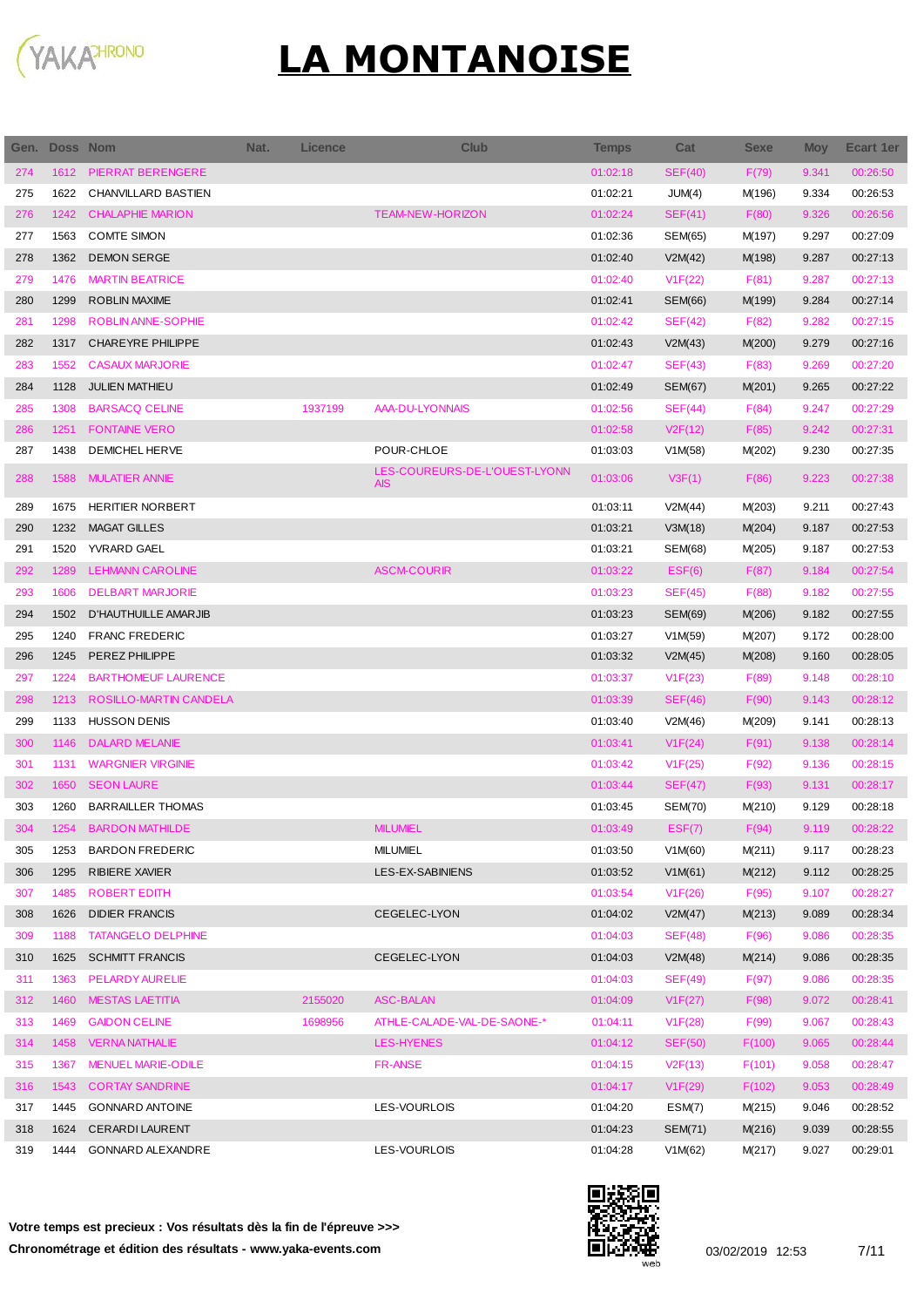# LA MONTANOISE

| Gen. | Doss | Nom | Nat. | Licence | Club | Temps | Cat | Sexe | Moy | Ecart 1er |
|---|---|---|---|---|---|---|---|---|---|---|
| 274 | 1612 | PIERRAT BERENGERE | | | | 01:02:18 | SEF(40) | F(79) | 9.341 | 00:26:50 |
| 275 | 1622 | CHANVILLARD BASTIEN | | | | 01:02:21 | JUM(4) | M(196) | 9.334 | 00:26:53 |
| 276 | 1242 | CHALAPHIE MARION | | | TEAM-NEW-HORIZON | 01:02:24 | SEF(41) | F(80) | 9.326 | 00:26:56 |
| 277 | 1563 | COMTE SIMON | | | | 01:02:36 | SEM(65) | M(197) | 9.297 | 00:27:09 |
| 278 | 1362 | DEMON SERGE | | | | 01:02:40 | V2M(42) | M(198) | 9.287 | 00:27:13 |
| 279 | 1476 | MARTIN BEATRICE | | | | 01:02:40 | V1F(22) | F(81) | 9.287 | 00:27:13 |
| 280 | 1299 | ROBLIN MAXIME | | | | 01:02:41 | SEM(66) | M(199) | 9.284 | 00:27:14 |
| 281 | 1298 | ROBLIN ANNE-SOPHIE | | | | 01:02:42 | SEF(42) | F(82) | 9.282 | 00:27:15 |
| 282 | 1317 | CHAREYRE PHILIPPE | | | | 01:02:43 | V2M(43) | M(200) | 9.279 | 00:27:16 |
| 283 | 1552 | CASAUX MARJORIE | | | | 01:02:47 | SEF(43) | F(83) | 9.269 | 00:27:20 |
| 284 | 1128 | JULIEN MATHIEU | | | | 01:02:49 | SEM(67) | M(201) | 9.265 | 00:27:22 |
| 285 | 1308 | BARSACQ CELINE | | 1937199 | AAA-DU-LYONNAIS | 01:02:56 | SEF(44) | F(84) | 9.247 | 00:27:29 |
| 286 | 1251 | FONTAINE VERO | | | | 01:02:58 | V2F(12) | F(85) | 9.242 | 00:27:31 |
| 287 | 1438 | DEMICHEL HERVE | | | POUR-CHLOE | 01:03:03 | V1M(58) | M(202) | 9.230 | 00:27:35 |
| 288 | 1588 | MULATIER ANNIE | | | LES-COUREURS-DE-L'OUEST-LYONNAIS | 01:03:06 | V3F(1) | F(86) | 9.223 | 00:27:38 |
| 289 | 1675 | HERITIER NORBERT | | | | 01:03:11 | V2M(44) | M(203) | 9.211 | 00:27:43 |
| 290 | 1232 | MAGAT GILLES | | | | 01:03:21 | V3M(18) | M(204) | 9.187 | 00:27:53 |
| 291 | 1520 | YVRARD GAEL | | | | 01:03:21 | SEM(68) | M(205) | 9.187 | 00:27:53 |
| 292 | 1289 | LEHMANN CAROLINE | | | ASCM-COURIR | 01:03:22 | ESF(6) | F(87) | 9.184 | 00:27:54 |
| 293 | 1606 | DELBART MARJORIE | | | | 01:03:23 | SEF(45) | F(88) | 9.182 | 00:27:55 |
| 294 | 1502 | D'HAUTHUILLE AMARJIB | | | | 01:03:23 | SEM(69) | M(206) | 9.182 | 00:27:55 |
| 295 | 1240 | FRANC FREDERIC | | | | 01:03:27 | V1M(59) | M(207) | 9.172 | 00:28:00 |
| 296 | 1245 | PEREZ PHILIPPE | | | | 01:03:32 | V2M(45) | M(208) | 9.160 | 00:28:05 |
| 297 | 1224 | BARTHOMEUF LAURENCE | | | | 01:03:37 | V1F(23) | F(89) | 9.148 | 00:28:10 |
| 298 | 1213 | ROSILLO-MARTIN CANDELA | | | | 01:03:39 | SEF(46) | F(90) | 9.143 | 00:28:12 |
| 299 | 1133 | HUSSON DENIS | | | | 01:03:40 | V2M(46) | M(209) | 9.141 | 00:28:13 |
| 300 | 1146 | DALARD MELANIE | | | | 01:03:41 | V1F(24) | F(91) | 9.138 | 00:28:14 |
| 301 | 1131 | WARGNIER VIRGINIE | | | | 01:03:42 | V1F(25) | F(92) | 9.136 | 00:28:15 |
| 302 | 1650 | SEON LAURE | | | | 01:03:44 | SEF(47) | F(93) | 9.131 | 00:28:17 |
| 303 | 1260 | BARRAILLER THOMAS | | | | 01:03:45 | SEM(70) | M(210) | 9.129 | 00:28:18 |
| 304 | 1254 | BARDON MATHILDE | | | MILUMIEL | 01:03:49 | ESF(7) | F(94) | 9.119 | 00:28:22 |
| 305 | 1253 | BARDON FREDERIC | | | MILUMIEL | 01:03:50 | V1M(60) | M(211) | 9.117 | 00:28:23 |
| 306 | 1295 | RIBIERE XAVIER | | | LES-EX-SABINIENS | 01:03:52 | V1M(61) | M(212) | 9.112 | 00:28:25 |
| 307 | 1485 | ROBERT EDITH | | | | 01:03:54 | V1F(26) | F(95) | 9.107 | 00:28:27 |
| 308 | 1626 | DIDIER FRANCIS | | | CEGELEC-LYON | 01:04:02 | V2M(47) | M(213) | 9.089 | 00:28:34 |
| 309 | 1188 | TATANGELO DELPHINE | | | | 01:04:03 | SEF(48) | F(96) | 9.086 | 00:28:35 |
| 310 | 1625 | SCHMITT FRANCIS | | | CEGELEC-LYON | 01:04:03 | V2M(48) | M(214) | 9.086 | 00:28:35 |
| 311 | 1363 | PELARDY AURELIE | | | | 01:04:03 | SEF(49) | F(97) | 9.086 | 00:28:35 |
| 312 | 1460 | MESTAS LAETITIA | | 2155020 | ASC-BALAN | 01:04:09 | V1F(27) | F(98) | 9.072 | 00:28:41 |
| 313 | 1469 | GAIDON CELINE | | 1698956 | ATHLE-CALADE-VAL-DE-SAONE-* | 01:04:11 | V1F(28) | F(99) | 9.067 | 00:28:43 |
| 314 | 1458 | VERNA NATHALIE | | | LES-HYENES | 01:04:12 | SEF(50) | F(100) | 9.065 | 00:28:44 |
| 315 | 1367 | MENUEL MARIE-ODILE | | | FR-ANSE | 01:04:15 | V2F(13) | F(101) | 9.058 | 00:28:47 |
| 316 | 1543 | CORTAY SANDRINE | | | | 01:04:17 | V1F(29) | F(102) | 9.053 | 00:28:49 |
| 317 | 1445 | GONNARD ANTOINE | | | LES-VOURLOIS | 01:04:20 | ESM(7) | M(215) | 9.046 | 00:28:52 |
| 318 | 1624 | CERARDI LAURENT | | | | 01:04:23 | SEM(71) | M(216) | 9.039 | 00:28:55 |
| 319 | 1444 | GONNARD ALEXANDRE | | | LES-VOURLOIS | 01:04:28 | V1M(62) | M(217) | 9.027 | 00:29:01 |

**Votre temps est precieux : Vos résultats dès la fin de l'épreuve >>>**

**Chronométrage et édition des résultats - www.yaka-events.com**

03/02/2019 12:53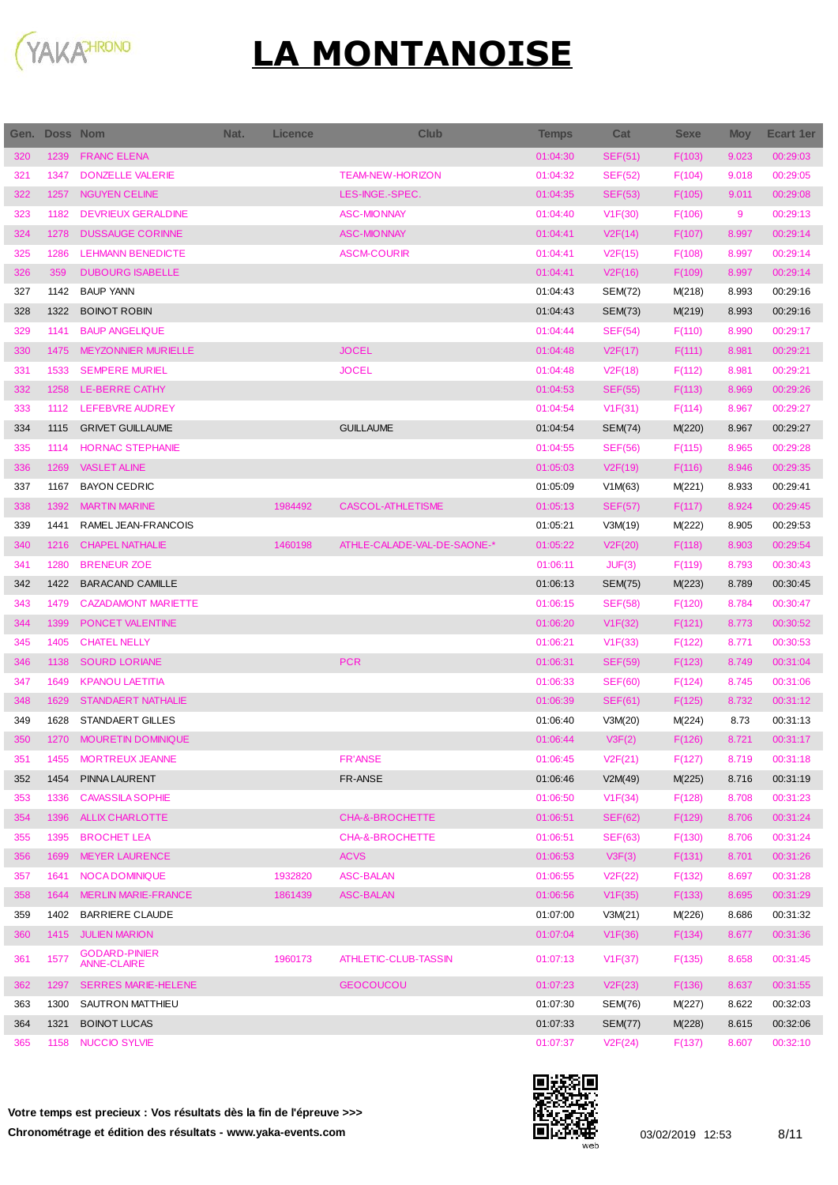# LA MONTANOISE

| Gen. | Doss | Nom | Nat. | Licence | Club | Temps | Cat | Sexe | Moy | Ecart 1er |
|---|---|---|---|---|---|---|---|---|---|---|
| 320 | 1239 | FRANC ELENA | | | | 01:04:30 | SEF(51) | F(103) | 9.023 | 00:29:03 |
| 321 | 1347 | DONZELLE VALERIE | | | TEAM-NEW-HORIZON | 01:04:32 | SEF(52) | F(104) | 9.018 | 00:29:05 |
| 322 | 1257 | NGUYEN CELINE | | | LES-INGE.-SPEC. | 01:04:35 | SEF(53) | F(105) | 9.011 | 00:29:08 |
| 323 | 1182 | DEVRIEUX GERALDINE | | | ASC-MIONNAY | 01:04:40 | V1F(30) | F(106) | 9 | 00:29:13 |
| 324 | 1278 | DUSSAUGE CORINNE | | | ASC-MIONNAY | 01:04:41 | V2F(14) | F(107) | 8.997 | 00:29:14 |
| 325 | 1286 | LEHMANN BENEDICTE | | | ASCM-COURIR | 01:04:41 | V2F(15) | F(108) | 8.997 | 00:29:14 |
| 326 | 359 | DUBOURG ISABELLE | | | | 01:04:41 | V2F(16) | F(109) | 8.997 | 00:29:14 |
| 327 | 1142 | BAUP YANN | | | | 01:04:43 | SEM(72) | M(218) | 8.993 | 00:29:16 |
| 328 | 1322 | BOINOT ROBIN | | | | 01:04:43 | SEM(73) | M(219) | 8.993 | 00:29:16 |
| 329 | 1141 | BAUP ANGELIQUE | | | | 01:04:44 | SEF(54) | F(110) | 8.990 | 00:29:17 |
| 330 | 1475 | MEYZONNIER MURIELLE | | | JOCEL | 01:04:48 | V2F(17) | F(111) | 8.981 | 00:29:21 |
| 331 | 1533 | SEMPERE MURIEL | | | JOCEL | 01:04:48 | V2F(18) | F(112) | 8.981 | 00:29:21 |
| 332 | 1258 | LE-BERRE CATHY | | | | 01:04:53 | SEF(55) | F(113) | 8.969 | 00:29:26 |
| 333 | 1112 | LEFEBVRE AUDREY | | | | 01:04:54 | V1F(31) | F(114) | 8.967 | 00:29:27 |
| 334 | 1115 | GRIVET GUILLAUME | | | GUILLAUME | 01:04:54 | SEM(74) | M(220) | 8.967 | 00:29:27 |
| 335 | 1114 | HORNAC STEPHANIE | | | | 01:04:55 | SEF(56) | F(115) | 8.965 | 00:29:28 |
| 336 | 1269 | VASLET ALINE | | | | 01:05:03 | V2F(19) | F(116) | 8.946 | 00:29:35 |
| 337 | 1167 | BAYON CEDRIC | | | | 01:05:09 | V1M(63) | M(221) | 8.933 | 00:29:41 |
| 338 | 1392 | MARTIN MARINE | | 1984492 | CASCOL-ATHLETISME | 01:05:13 | SEF(57) | F(117) | 8.924 | 00:29:45 |
| 339 | 1441 | RAMEL JEAN-FRANCOIS | | | | 01:05:21 | V3M(19) | M(222) | 8.905 | 00:29:53 |
| 340 | 1216 | CHAPEL NATHALIE | | 1460198 | ATHLE-CALADE-VAL-DE-SAONE-* | 01:05:22 | V2F(20) | F(118) | 8.903 | 00:29:54 |
| 341 | 1280 | BRENEUR ZOE | | | | 01:06:11 | JUF(3) | F(119) | 8.793 | 00:30:43 |
| 342 | 1422 | BARACAND CAMILLE | | | | 01:06:13 | SEM(75) | M(223) | 8.789 | 00:30:45 |
| 343 | 1479 | CAZADAMONT MARIETTE | | | | 01:06:15 | SEF(58) | F(120) | 8.784 | 00:30:47 |
| 344 | 1399 | PONCET VALENTINE | | | | 01:06:20 | V1F(32) | F(121) | 8.773 | 00:30:52 |
| 345 | 1405 | CHATEL NELLY | | | | 01:06:21 | V1F(33) | F(122) | 8.771 | 00:30:53 |
| 346 | 1138 | SOURD LORIANE | | | PCR | 01:06:31 | SEF(59) | F(123) | 8.749 | 00:31:04 |
| 347 | 1649 | KPANOU LAETITIA | | | | 01:06:33 | SEF(60) | F(124) | 8.745 | 00:31:06 |
| 348 | 1629 | STANDAERT NATHALIE | | | | 01:06:39 | SEF(61) | F(125) | 8.732 | 00:31:12 |
| 349 | 1628 | STANDAERT GILLES | | | | 01:06:40 | V3M(20) | M(224) | 8.73 | 00:31:13 |
| 350 | 1270 | MOURETIN DOMINIQUE | | | | 01:06:44 | V3F(2) | F(126) | 8.721 | 00:31:17 |
| 351 | 1455 | MORTREUX JEANNE | | | FR'ANSE | 01:06:45 | V2F(21) | F(127) | 8.719 | 00:31:18 |
| 352 | 1454 | PINNA LAURENT | | | FR-ANSE | 01:06:46 | V2M(49) | M(225) | 8.716 | 00:31:19 |
| 353 | 1336 | CAVASSILA SOPHIE | | | | 01:06:50 | V1F(34) | F(128) | 8.708 | 00:31:23 |
| 354 | 1396 | ALLIX CHARLOTTE | | | CHA-&-BROCHETTE | 01:06:51 | SEF(62) | F(129) | 8.706 | 00:31:24 |
| 355 | 1395 | BROCHET LEA | | | CHA-&-BROCHETTE | 01:06:51 | SEF(63) | F(130) | 8.706 | 00:31:24 |
| 356 | 1699 | MEYER LAURENCE | | | ACVS | 01:06:53 | V3F(3) | F(131) | 8.701 | 00:31:26 |
| 357 | 1641 | NOCA DOMINIQUE | | 1932820 | ASC-BALAN | 01:06:55 | V2F(22) | F(132) | 8.697 | 00:31:28 |
| 358 | 1644 | MERLIN MARIE-FRANCE | | 1861439 | ASC-BALAN | 01:06:56 | V1F(35) | F(133) | 8.695 | 00:31:29 |
| 359 | 1402 | BARRIERE CLAUDE | | | | 01:07:00 | V3M(21) | M(226) | 8.686 | 00:31:32 |
| 360 | 1415 | JULIEN MARION | | | | 01:07:04 | V1F(36) | F(134) | 8.677 | 00:31:36 |
| 361 | 1577 | GODARD-PINIER ANNE-CLAIRE | | 1960173 | ATHLETIC-CLUB-TASSIN | 01:07:13 | V1F(37) | F(135) | 8.658 | 00:31:45 |
| 362 | 1297 | SERRES MARIE-HELENE | | | GEOCOUCOU | 01:07:23 | V2F(23) | F(136) | 8.637 | 00:31:55 |
| 363 | 1300 | SAUTRON MATTHIEU | | | | 01:07:30 | SEM(76) | M(227) | 8.622 | 00:32:03 |
| 364 | 1321 | BOINOT LUCAS | | | | 01:07:33 | SEM(77) | M(228) | 8.615 | 00:32:06 |
| 365 | 1158 | NUCCIO SYLVIE | | | | 01:07:37 | V2F(24) | F(137) | 8.607 | 00:32:10 |

**Votre temps est precieux : Vos résultats dès la fin de l'épreuve >>>**

**Chronométrage et édition des résultats - www.yaka-events.com**

03/02/2019 12:53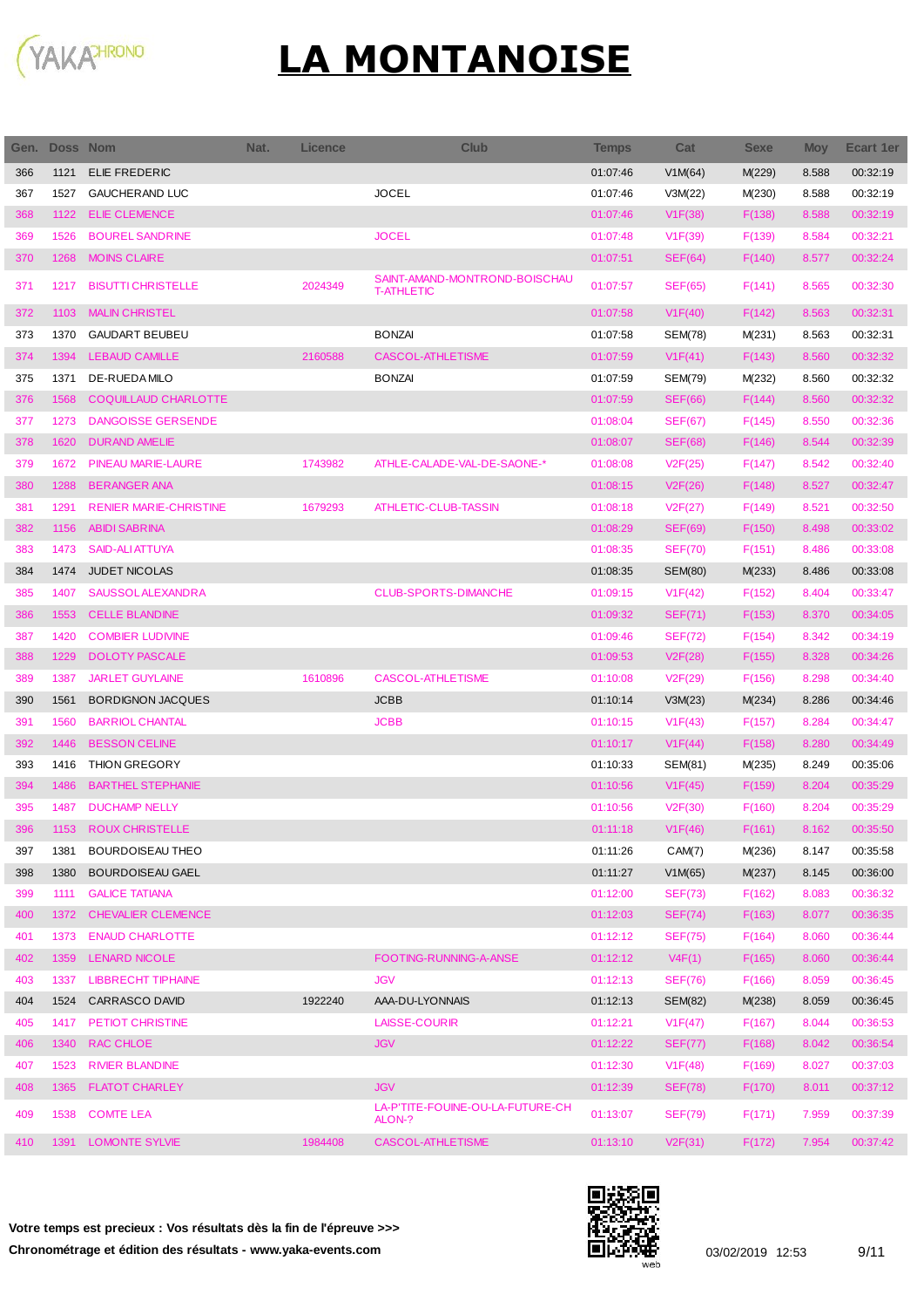# LA MONTANOISE

| Gen. | Doss | Nom | Nat. | Licence | Club | Temps | Cat | Sexe | Moy | Ecart 1er |
|---|---|---|---|---|---|---|---|---|---|---|
| 366 | 1121 | ELIE FREDERIC | | | | 01:07:46 | V1M(64) | M(229) | 8.588 | 00:32:19 |
| 367 | 1527 | GAUCHERAND LUC | | | JOCEL | 01:07:46 | V3M(22) | M(230) | 8.588 | 00:32:19 |
| 368 | 1122 | ELIE CLEMENCE | | | | 01:07:46 | V1F(38) | F(138) | 8.588 | 00:32:19 |
| 369 | 1526 | BOUREL SANDRINE | | | JOCEL | 01:07:48 | V1F(39) | F(139) | 8.584 | 00:32:21 |
| 370 | 1268 | MOINS CLAIRE | | | | 01:07:51 | SEF(64) | F(140) | 8.577 | 00:32:24 |
| 371 | 1217 | BISUTTI CHRISTELLE | | 2024349 | SAINT-AMAND-MONTROND-BOISCHAUT-ATHLETIC | 01:07:57 | SEF(65) | F(141) | 8.565 | 00:32:30 |
| 372 | 1103 | MALIN CHRISTEL | | | | 01:07:58 | V1F(40) | F(142) | 8.563 | 00:32:31 |
| 373 | 1370 | GAUDART BEUBEU | | | BONZAI | 01:07:58 | SEM(78) | M(231) | 8.563 | 00:32:31 |
| 374 | 1394 | LEBAUD CAMILLE | | 2160588 | CASCOL-ATHLETISME | 01:07:59 | V1F(41) | F(143) | 8.560 | 00:32:32 |
| 375 | 1371 | DE-RUEDA MILO | | | BONZAI | 01:07:59 | SEM(79) | M(232) | 8.560 | 00:32:32 |
| 376 | 1568 | COQUILLAUD CHARLOTTE | | | | 01:07:59 | SEF(66) | F(144) | 8.560 | 00:32:32 |
| 377 | 1273 | DANGOISSE GERSENDE | | | | 01:08:04 | SEF(67) | F(145) | 8.550 | 00:32:36 |
| 378 | 1620 | DURAND AMELIE | | | | 01:08:07 | SEF(68) | F(146) | 8.544 | 00:32:39 |
| 379 | 1672 | PINEAU MARIE-LAURE | | 1743982 | ATHLE-CALADE-VAL-DE-SAONE-* | 01:08:08 | V2F(25) | F(147) | 8.542 | 00:32:40 |
| 380 | 1288 | BERANGER ANA | | | | 01:08:15 | V2F(26) | F(148) | 8.527 | 00:32:47 |
| 381 | 1291 | RENIER MARIE-CHRISTINE | | 1679293 | ATHLETIC-CLUB-TASSIN | 01:08:18 | V2F(27) | F(149) | 8.521 | 00:32:50 |
| 382 | 1156 | ABIDI SABRINA | | | | 01:08:29 | SEF(69) | F(150) | 8.498 | 00:33:02 |
| 383 | 1473 | SAID-ALI ATTUYA | | | | 01:08:35 | SEF(70) | F(151) | 8.486 | 00:33:08 |
| 384 | 1474 | JUDET NICOLAS | | | | 01:08:35 | SEM(80) | M(233) | 8.486 | 00:33:08 |
| 385 | 1407 | SAUSSOL ALEXANDRA | | | CLUB-SPORTS-DIMANCHE | 01:09:15 | V1F(42) | F(152) | 8.404 | 00:33:47 |
| 386 | 1553 | CELLE BLANDINE | | | | 01:09:32 | SEF(71) | F(153) | 8.370 | 00:34:05 |
| 387 | 1420 | COMBIER LUDIVINE | | | | 01:09:46 | SEF(72) | F(154) | 8.342 | 00:34:19 |
| 388 | 1229 | DOLOTY PASCALE | | | | 01:09:53 | V2F(28) | F(155) | 8.328 | 00:34:26 |
| 389 | 1387 | JARLET GUYLAINE | | 1610896 | CASCOL-ATHLETISME | 01:10:08 | V2F(29) | F(156) | 8.298 | 00:34:40 |
| 390 | 1561 | BORDIGNON JACQUES | | | JCBB | 01:10:14 | V3M(23) | M(234) | 8.286 | 00:34:46 |
| 391 | 1560 | BARRIOL CHANTAL | | | JCBB | 01:10:15 | V1F(43) | F(157) | 8.284 | 00:34:47 |
| 392 | 1446 | BESSON CELINE | | | | 01:10:17 | V1F(44) | F(158) | 8.280 | 00:34:49 |
| 393 | 1416 | THION GREGORY | | | | 01:10:33 | SEM(81) | M(235) | 8.249 | 00:35:06 |
| 394 | 1486 | BARTHEL STEPHANIE | | | | 01:10:56 | V1F(45) | F(159) | 8.204 | 00:35:29 |
| 395 | 1487 | DUCHAMP NELLY | | | | 01:10:56 | V2F(30) | F(160) | 8.204 | 00:35:29 |
| 396 | 1153 | ROUX CHRISTELLE | | | | 01:11:18 | V1F(46) | F(161) | 8.162 | 00:35:50 |
| 397 | 1381 | BOURDOISEAU THEO | | | | 01:11:26 | CAM(7) | M(236) | 8.147 | 00:35:58 |
| 398 | 1380 | BOURDOISEAU GAEL | | | | 01:11:27 | V1M(65) | M(237) | 8.145 | 00:36:00 |
| 399 | 1111 | GALICE TATIANA | | | | 01:12:00 | SEF(73) | F(162) | 8.083 | 00:36:32 |
| 400 | 1372 | CHEVALIER CLEMENCE | | | | 01:12:03 | SEF(74) | F(163) | 8.077 | 00:36:35 |
| 401 | 1373 | ENAUD CHARLOTTE | | | | 01:12:12 | SEF(75) | F(164) | 8.060 | 00:36:44 |
| 402 | 1359 | LENARD NICOLE | | | FOOTING-RUNNING-A-ANSE | 01:12:12 | V4F(1) | F(165) | 8.060 | 00:36:44 |
| 403 | 1337 | LIBBRECHT TIPHAINE | | | JGV | 01:12:13 | SEF(76) | F(166) | 8.059 | 00:36:45 |
| 404 | 1524 | CARRASCO DAVID | | 1922240 | AAA-DU-LYONNAIS | 01:12:13 | SEM(82) | M(238) | 8.059 | 00:36:45 |
| 405 | 1417 | PETIOT CHRISTINE | | | LAISSE-COURIR | 01:12:21 | V1F(47) | F(167) | 8.044 | 00:36:53 |
| 406 | 1340 | RAC CHLOE | | | JGV | 01:12:22 | SEF(77) | F(168) | 8.042 | 00:36:54 |
| 407 | 1523 | RIVIER BLANDINE | | | | 01:12:30 | V1F(48) | F(169) | 8.027 | 00:37:03 |
| 408 | 1365 | FLATOT CHARLEY | | | JGV | 01:12:39 | SEF(78) | F(170) | 8.011 | 00:37:12 |
| 409 | 1538 | COMTE LEA | | | LA-P'TITE-FOUINE-OU-LA-FUTURE-CHALON-? | 01:13:07 | SEF(79) | F(171) | 7.959 | 00:37:39 |
| 410 | 1391 | LOMONTE SYLVIE | | 1984408 | CASCOL-ATHLETISME | 01:13:10 | V2F(31) | F(172) | 7.954 | 00:37:42 |

**Votre temps est precieux : Vos résultats dès la fin de l'épreuve >>>**

**Chronométrage et édition des résultats - www.yaka-events.com**

03/02/2019 12:53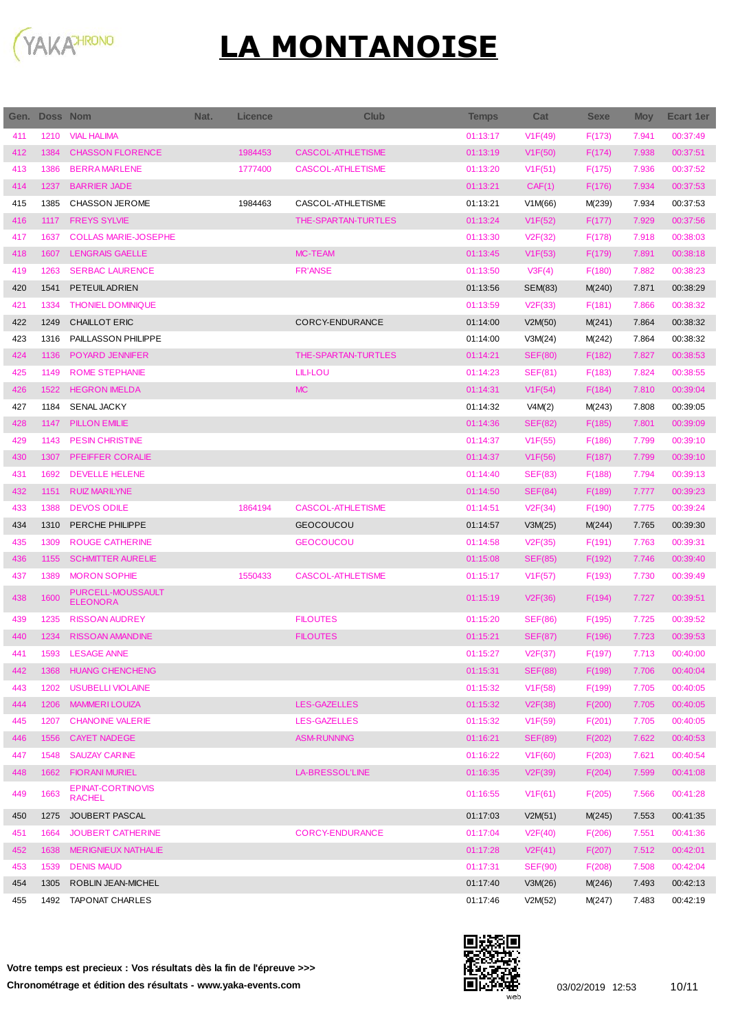# LA MONTANOISE

| Gen. | Doss | Nom | Nat. | Licence | Club | Temps | Cat | Sexe | Moy | Ecart 1er |
|---|---|---|---|---|---|---|---|---|---|---|
| 411 | 1210 | VIAL HALIMA | | | | 01:13:17 | V1F(49) | F(173) | 7.941 | 00:37:49 |
| 412 | 1384 | CHASSON FLORENCE | | 1984453 | CASCOL-ATHLETISME | 01:13:19 | V1F(50) | F(174) | 7.938 | 00:37:51 |
| 413 | 1386 | BERRA MARLENE | | 1777400 | CASCOL-ATHLETISME | 01:13:20 | V1F(51) | F(175) | 7.936 | 00:37:52 |
| 414 | 1237 | BARRIER JADE | | | | 01:13:21 | CAF(1) | F(176) | 7.934 | 00:37:53 |
| 415 | 1385 | CHASSON JEROME | | 1984463 | CASCOL-ATHLETISME | 01:13:21 | V1M(66) | M(239) | 7.934 | 00:37:53 |
| 416 | 1117 | FREYS SYLVIE | | | THE-SPARTAN-TURTLES | 01:13:24 | V1F(52) | F(177) | 7.929 | 00:37:56 |
| 417 | 1637 | COLLAS MARIE-JOSEPHE | | | | 01:13:30 | V2F(32) | F(178) | 7.918 | 00:38:03 |
| 418 | 1607 | LENGRAIS GAELLE | | | MC-TEAM | 01:13:45 | V1F(53) | F(179) | 7.891 | 00:38:18 |
| 419 | 1263 | SERBAC LAURENCE | | | FR'ANSE | 01:13:50 | V3F(4) | F(180) | 7.882 | 00:38:23 |
| 420 | 1541 | PETEUIL ADRIEN | | | | 01:13:56 | SEM(83) | M(240) | 7.871 | 00:38:29 |
| 421 | 1334 | THONIEL DOMINIQUE | | | | 01:13:59 | V2F(33) | F(181) | 7.866 | 00:38:32 |
| 422 | 1249 | CHAILLOT ERIC | | | CORCY-ENDURANCE | 01:14:00 | V2M(50) | M(241) | 7.864 | 00:38:32 |
| 423 | 1316 | PAILLASSON PHILIPPE | | | | 01:14:00 | V3M(24) | M(242) | 7.864 | 00:38:32 |
| 424 | 1136 | POYARD JENNIFER | | | THE-SPARTAN-TURTLES | 01:14:21 | SEF(80) | F(182) | 7.827 | 00:38:53 |
| 425 | 1149 | ROME STEPHANIE | | | LILI-LOU | 01:14:23 | SEF(81) | F(183) | 7.824 | 00:38:55 |
| 426 | 1522 | HEGRON IMELDA | | | MC | 01:14:31 | V1F(54) | F(184) | 7.810 | 00:39:04 |
| 427 | 1184 | SENAL JACKY | | | | 01:14:32 | V4M(2) | M(243) | 7.808 | 00:39:05 |
| 428 | 1147 | PILLON EMILIE | | | | 01:14:36 | SEF(82) | F(185) | 7.801 | 00:39:09 |
| 429 | 1143 | PESIN CHRISTINE | | | | 01:14:37 | V1F(55) | F(186) | 7.799 | 00:39:10 |
| 430 | 1307 | PFEIFFER CORALIE | | | | 01:14:37 | V1F(56) | F(187) | 7.799 | 00:39:10 |
| 431 | 1692 | DEVELLE HELENE | | | | 01:14:40 | SEF(83) | F(188) | 7.794 | 00:39:13 |
| 432 | 1151 | RUIZ MARILYNE | | | | 01:14:50 | SEF(84) | F(189) | 7.777 | 00:39:23 |
| 433 | 1388 | DEVOS ODILE | | 1864194 | CASCOL-ATHLETISME | 01:14:51 | V2F(34) | F(190) | 7.775 | 00:39:24 |
| 434 | 1310 | PERCHE PHILIPPE | | | GEOCOUCOU | 01:14:57 | V3M(25) | M(244) | 7.765 | 00:39:30 |
| 435 | 1309 | ROUGE CATHERINE | | | GEOCOUCOU | 01:14:58 | V2F(35) | F(191) | 7.763 | 00:39:31 |
| 436 | 1155 | SCHMITTER AURELIE | | | | 01:15:08 | SEF(85) | F(192) | 7.746 | 00:39:40 |
| 437 | 1389 | MORON SOPHIE | | 1550433 | CASCOL-ATHLETISME | 01:15:17 | V1F(57) | F(193) | 7.730 | 00:39:49 |
| 438 | 1600 | PURCELL-MOUSSAULT ELEONORA | | | | 01:15:19 | V2F(36) | F(194) | 7.727 | 00:39:51 |
| 439 | 1235 | RISSOAN AUDREY | | | FILOUTES | 01:15:20 | SEF(86) | F(195) | 7.725 | 00:39:52 |
| 440 | 1234 | RISSOAN AMANDINE | | | FILOUTES | 01:15:21 | SEF(87) | F(196) | 7.723 | 00:39:53 |
| 441 | 1593 | LESAGE ANNE | | | | 01:15:27 | V2F(37) | F(197) | 7.713 | 00:40:00 |
| 442 | 1368 | HUANG CHENCHENG | | | | 01:15:31 | SEF(88) | F(198) | 7.706 | 00:40:04 |
| 443 | 1202 | USUBELLI VIOLAINE | | | | 01:15:32 | V1F(58) | F(199) | 7.705 | 00:40:05 |
| 444 | 1206 | MAMMERI LOUIZA | | | LES-GAZELLES | 01:15:32 | V2F(38) | F(200) | 7.705 | 00:40:05 |
| 445 | 1207 | CHANOINE VALERIE | | | LES-GAZELLES | 01:15:32 | V1F(59) | F(201) | 7.705 | 00:40:05 |
| 446 | 1556 | CAYET NADEGE | | | ASM-RUNNING | 01:16:21 | SEF(89) | F(202) | 7.622 | 00:40:53 |
| 447 | 1548 | SAUZAY CARINE | | | | 01:16:22 | V1F(60) | F(203) | 7.621 | 00:40:54 |
| 448 | 1662 | FIORANI MURIEL | | | LA-BRESSOL'LINE | 01:16:35 | V2F(39) | F(204) | 7.599 | 00:41:08 |
| 449 | 1663 | EPINAT-CORTINOVIS RACHEL | | | | 01:16:55 | V1F(61) | F(205) | 7.566 | 00:41:28 |
| 450 | 1275 | JOUBERT PASCAL | | | | 01:17:03 | V2M(51) | M(245) | 7.553 | 00:41:35 |
| 451 | 1664 | JOUBERT CATHERINE | | | CORCY-ENDURANCE | 01:17:04 | V2F(40) | F(206) | 7.551 | 00:41:36 |
| 452 | 1638 | MERIGNIEUX NATHALIE | | | | 01:17:28 | V2F(41) | F(207) | 7.512 | 00:42:01 |
| 453 | 1539 | DENIS MAUD | | | | 01:17:31 | SEF(90) | F(208) | 7.508 | 00:42:04 |
| 454 | 1305 | ROBLIN JEAN-MICHEL | | | | 01:17:40 | V3M(26) | M(246) | 7.493 | 00:42:13 |
| 455 | 1492 | TAPONAT CHARLES | | | | 01:17:46 | V2M(52) | M(247) | 7.483 | 00:42:19 |

**Votre temps est precieux : Vos résultats dès la fin de l'épreuve >>>**

**Chronométrage et édition des résultats - www.yaka-events.com**

03/02/2019 12:53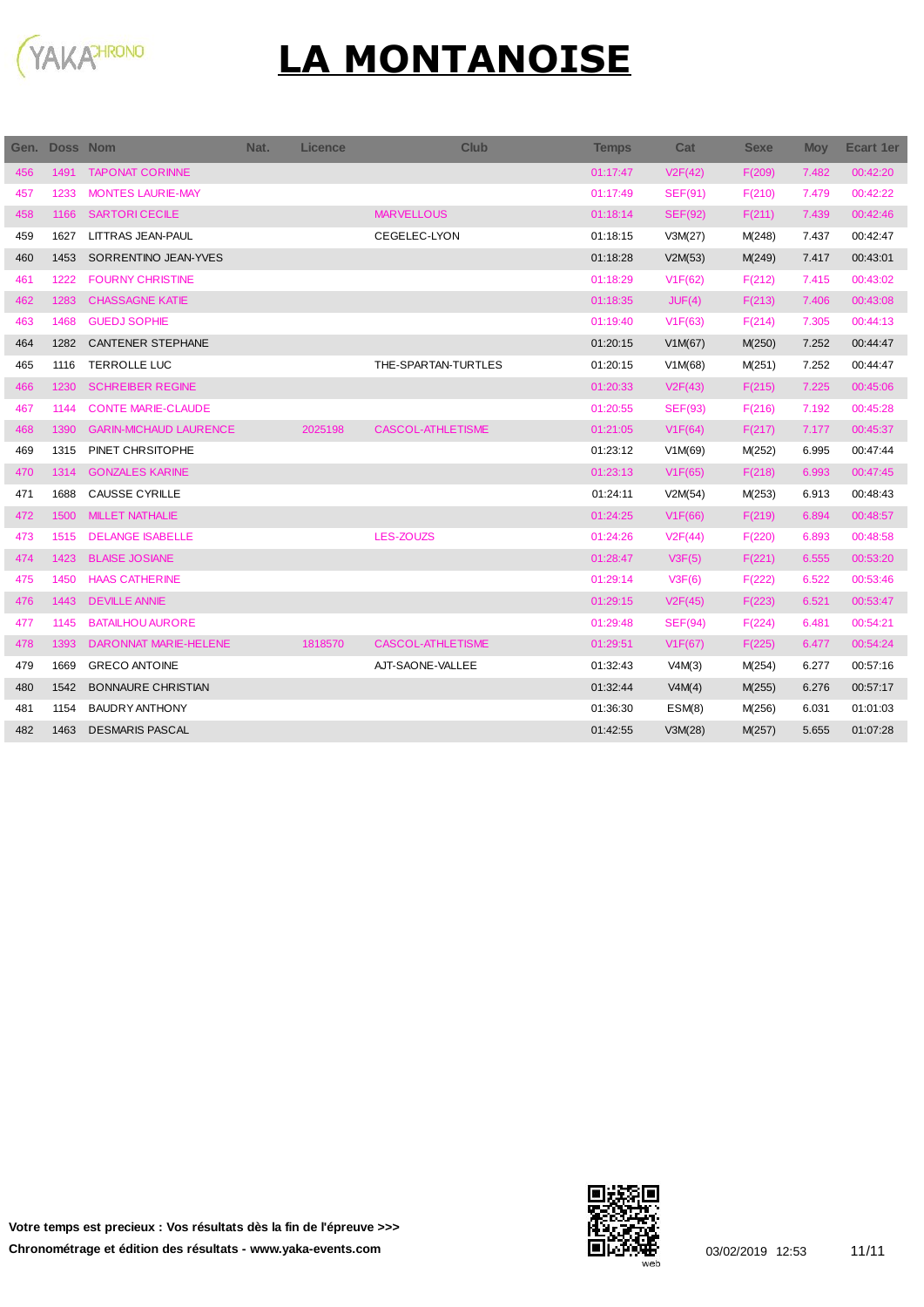# LA MONTANOISE

| Gen. | Doss | Nom | Nat. | Licence | Club | Temps | Cat | Sexe | Moy | Ecart 1er |
|---|---|---|---|---|---|---|---|---|---|---|
| 456 | 1491 | TAPONAT CORINNE | | | | 01:17:47 | V2F(42) | F(209) | 7.482 | 00:42:20 |
| 457 | 1233 | MONTES LAURIE-MAY | | | | 01:17:49 | SEF(91) | F(210) | 7.479 | 00:42:22 |
| 458 | 1166 | SARTORI CECILE | | | MARVELLOUS | 01:18:14 | SEF(92) | F(211) | 7.439 | 00:42:46 |
| 459 | 1627 | LITTRAS JEAN-PAUL | | | CEGELEC-LYON | 01:18:15 | V3M(27) | M(248) | 7.437 | 00:42:47 |
| 460 | 1453 | SORRENTINO JEAN-YVES | | | | 01:18:28 | V2M(53) | M(249) | 7.417 | 00:43:01 |
| 461 | 1222 | FOURNY CHRISTINE | | | | 01:18:29 | V1F(62) | F(212) | 7.415 | 00:43:02 |
| 462 | 1283 | CHASSAGNE KATIE | | | | 01:18:35 | JUF(4) | F(213) | 7.406 | 00:43:08 |
| 463 | 1468 | GUEDJ SOPHIE | | | | 01:19:40 | V1F(63) | F(214) | 7.305 | 00:44:13 |
| 464 | 1282 | CANTENER STEPHANE | | | | 01:20:15 | V1M(67) | M(250) | 7.252 | 00:44:47 |
| 465 | 1116 | TERROLLE LUC | | | THE-SPARTAN-TURTLES | 01:20:15 | V1M(68) | M(251) | 7.252 | 00:44:47 |
| 466 | 1230 | SCHREIBER REGINE | | | | 01:20:33 | V2F(43) | F(215) | 7.225 | 00:45:06 |
| 467 | 1144 | CONTE MARIE-CLAUDE | | | | 01:20:55 | SEF(93) | F(216) | 7.192 | 00:45:28 |
| 468 | 1390 | GARIN-MICHAUD LAURENCE | | 2025198 | CASCOL-ATHLETISME | 01:21:05 | V1F(64) | F(217) | 7.177 | 00:45:37 |
| 469 | 1315 | PINET CHRSITOPHE | | | | 01:23:12 | V1M(69) | M(252) | 6.995 | 00:47:44 |
| 470 | 1314 | GONZALES KARINE | | | | 01:23:13 | V1F(65) | F(218) | 6.993 | 00:47:45 |
| 471 | 1688 | CAUSSE CYRILLE | | | | 01:24:11 | V2M(54) | M(253) | 6.913 | 00:48:43 |
| 472 | 1500 | MILLET NATHALIE | | | | 01:24:25 | V1F(66) | F(219) | 6.894 | 00:48:57 |
| 473 | 1515 | DELANGE ISABELLE | | | LES-ZOUZS | 01:24:26 | V2F(44) | F(220) | 6.893 | 00:48:58 |
| 474 | 1423 | BLAISE JOSIANE | | | | 01:28:47 | V3F(5) | F(221) | 6.555 | 00:53:20 |
| 475 | 1450 | HAAS CATHERINE | | | | 01:29:14 | V3F(6) | F(222) | 6.522 | 00:53:46 |
| 476 | 1443 | DEVILLE ANNIE | | | | 01:29:15 | V2F(45) | F(223) | 6.521 | 00:53:47 |
| 477 | 1145 | BATAILHOU AURORE | | | | 01:29:48 | SEF(94) | F(224) | 6.481 | 00:54:21 |
| 478 | 1393 | DARONNAT MARIE-HELENE | | 1818570 | CASCOL-ATHLETISME | 01:29:51 | V1F(67) | F(225) | 6.477 | 00:54:24 |
| 479 | 1669 | GRECO ANTOINE | | | AJT-SAONE-VALLEE | 01:32:43 | V4M(3) | M(254) | 6.277 | 00:57:16 |
| 480 | 1542 | BONNAURE CHRISTIAN | | | | 01:32:44 | V4M(4) | M(255) | 6.276 | 00:57:17 |
| 481 | 1154 | BAUDRY ANTHONY | | | | 01:36:30 | ESM(8) | M(256) | 6.031 | 01:01:03 |
| 482 | 1463 | DESMARIS PASCAL | | | | 01:42:55 | V3M(28) | M(257) | 5.655 | 01:07:28 |

**Votre temps est precieux : Vos résultats dès la fin de l'épreuve >>>**

**Chronométrage et édition des résultats - www.yaka-events.com**

03/02/2019 12:53